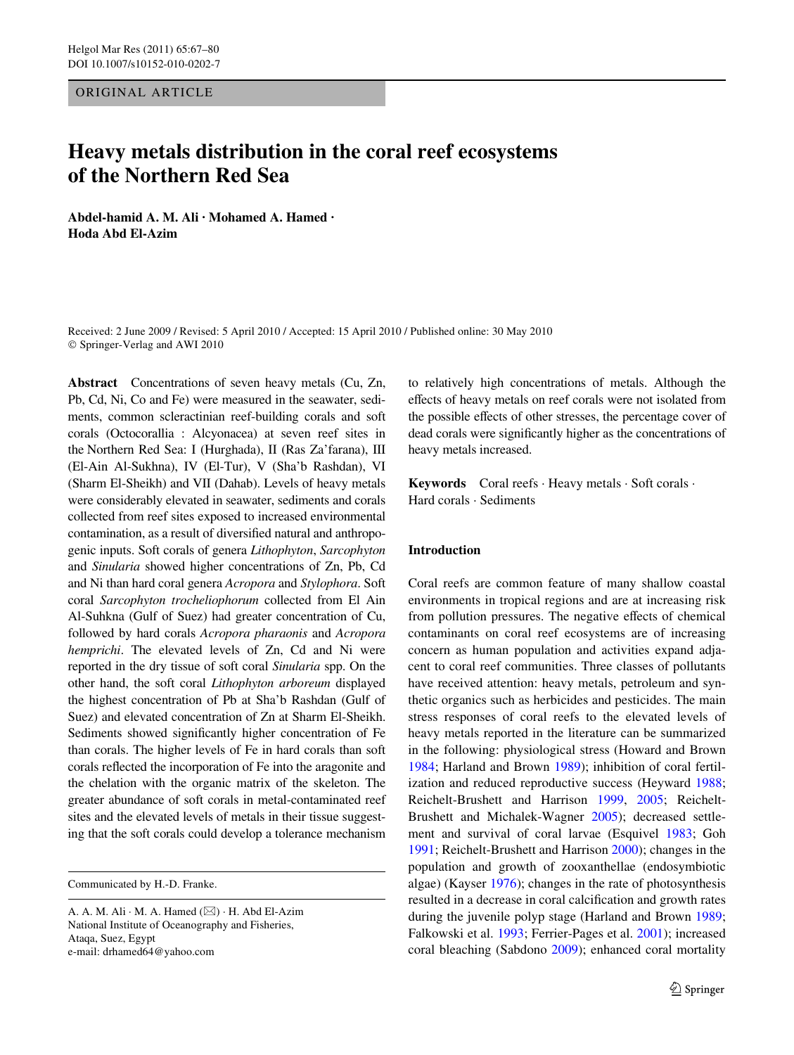ORIGINAL ARTICLE

# Heavy metals distribution in the coral reef ecosystems of the Northern Red Sea

**Abdel-hamid A. M. Ali · Mohamed A. Hamed · Hoda Abd El-Azim**

Received: 2 June 2009 / Revised: 5 April 2010 / Accepted: 15 April 2010 / Published online: 30 May 2010
© Springer-Verlag and AWI 2010

**Abstract** Concentrations of seven heavy metals (Cu, Zn, Pb, Cd, Ni, Co and Fe) were measured in the seawater, sediments, common scleractinian reef-building corals and soft corals (Octocorallia : Alcyonacea) at seven reef sites in the Northern Red Sea: I (Hurghada), II (Ras Za'farana), III (El-Ain Al-Sukhna), IV (El-Tur), V (Sha'b Rashdan), VI (Sharm El-Sheikh) and VII (Dahab). Levels of heavy metals were considerably elevated in seawater, sediments and corals collected from reef sites exposed to increased environmental contamination, as a result of diversified natural and anthropogenic inputs. Soft corals of genera *Lithophyton*, *Sarcophyton* and *Sinularia* showed higher concentrations of Zn, Pb, Cd and Ni than hard coral genera *Acropora* and *Stylophora*. Soft coral *Sarcophyton trocheliophorum* collected from El Ain Al-Suhkna (Gulf of Suez) had greater concentration of Cu, followed by hard corals *Acropora pharaonis* and *Acropora hemprichi*. The elevated levels of Zn, Cd and Ni were reported in the dry tissue of soft coral *Sinularia* spp. On the other hand, the soft coral *Lithophyton arboreum* displayed the highest concentration of Pb at Sha'b Rashdan (Gulf of Suez) and elevated concentration of Zn at Sharm El-Sheikh. Sediments showed significantly higher concentration of Fe than corals. The higher levels of Fe in hard corals than soft corals reflected the incorporation of Fe into the aragonite and the chelation with the organic matrix of the skeleton. The greater abundance of soft corals in metal-contaminated reef sites and the elevated levels of metals in their tissue suggesting that the soft corals could develop a tolerance mechanism to relatively high concentrations of metals. Although the effects of heavy metals on reef corals were not isolated from the possible effects of other stresses, the percentage cover of dead corals were significantly higher as the concentrations of heavy metals increased.

**Keywords** Coral reefs · Heavy metals · Soft corals · Hard corals · Sediments

Communicated by H.-D. Franke.

A. A. M. Ali · M. A. Hamed (✉) · H. Abd El-Azim
National Institute of Oceanography and Fisheries,
Ataqa, Suez, Egypt
e-mail: drhamed64@yahoo.com

## Introduction

Coral reefs are common feature of many shallow coastal environments in tropical regions and are at increasing risk from pollution pressures. The negative effects of chemical contaminants on coral reef ecosystems are of increasing concern as human population and activities expand adjacent to coral reef communities. Three classes of pollutants have received attention: heavy metals, petroleum and synthetic organics such as herbicides and pesticides. The main stress responses of coral reefs to the elevated levels of heavy metals reported in the literature can be summarized in the following: physiological stress (Howard and Brown 1984; Harland and Brown 1989); inhibition of coral fertilization and reduced reproductive success (Heyward 1988; Reichelt-Brushett and Harrison 1999, 2005; Reichelt-Brushett and Michalek-Wagner 2005); decreased settlement and survival of coral larvae (Esquivel 1983; Goh 1991; Reichelt-Brushett and Harrison 2000); changes in the population and growth of zooxanthellae (endosymbiotic algae) (Kayser 1976); changes in the rate of photosynthesis resulted in a decrease in coral calcification and growth rates during the juvenile polyp stage (Harland and Brown 1989; Falkowski et al. 1993; Ferrier-Pages et al. 2001); increased coral bleaching (Sabdono 2009); enhanced coral mortality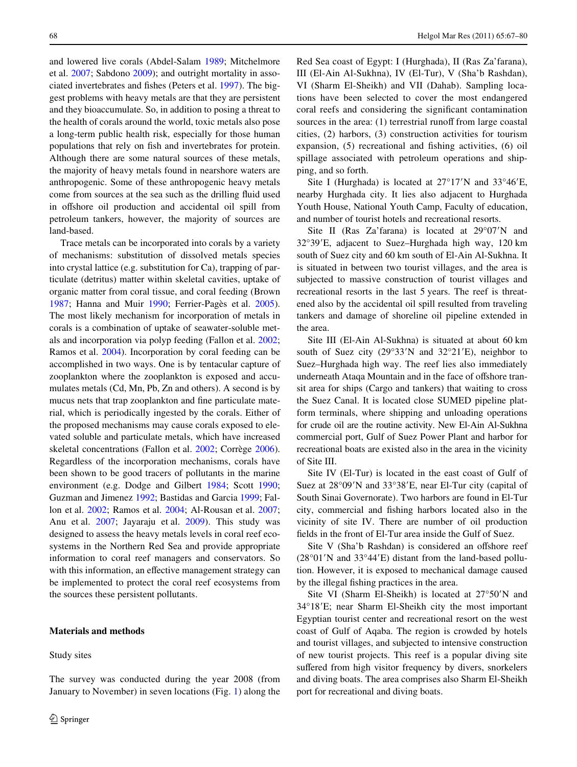and lowered live corals (Abdel-Salam 1989; Mitchelmore et al. 2007; Sabdono 2009); and outright mortality in associated invertebrates and fishes (Peters et al. 1997). The biggest problems with heavy metals are that they are persistent and they bioaccumulate. So, in addition to posing a threat to the health of corals around the world, toxic metals also pose a long-term public health risk, especially for those human populations that rely on fish and invertebrates for protein. Although there are some natural sources of these metals, the majority of heavy metals found in nearshore waters are anthropogenic. Some of these anthropogenic heavy metals come from sources at the sea such as the drilling fluid used in offshore oil production and accidental oil spill from petroleum tankers, however, the majority of sources are land-based.

Trace metals can be incorporated into corals by a variety of mechanisms: substitution of dissolved metals species into crystal lattice (e.g. substitution for Ca), trapping of particulate (detritus) matter within skeletal cavities, uptake of organic matter from coral tissue, and coral feeding (Brown 1987; Hanna and Muir 1990; Ferrier-Pagès et al. 2005). The most likely mechanism for incorporation of metals in corals is a combination of uptake of seawater-soluble metals and incorporation via polyp feeding (Fallon et al. 2002; Ramos et al. 2004). Incorporation by coral feeding can be accomplished in two ways. One is by tentacular capture of zooplankton where the zooplankton is exposed and accumulates metals (Cd, Mn, Pb, Zn and others). A second is by mucus nets that trap zooplankton and fine particulate material, which is periodically ingested by the corals. Either of the proposed mechanisms may cause corals exposed to elevated soluble and particulate metals, which have increased skeletal concentrations (Fallon et al. 2002; Corrège 2006). Regardless of the incorporation mechanisms, corals have been shown to be good tracers of pollutants in the marine environment (e.g. Dodge and Gilbert 1984; Scott 1990; Guzman and Jimenez 1992; Bastidas and Garcia 1999; Fallon et al. 2002; Ramos et al. 2004; Al-Rousan et al. 2007; Anu et al. 2007; Jayaraju et al. 2009). This study was designed to assess the heavy metals levels in coral reef ecosystems in the Northern Red Sea and provide appropriate information to coral reef managers and conservators. So with this information, an effective management strategy can be implemented to protect the coral reef ecosystems from the sources these persistent pollutants.

## Materials and methods

### Study sites

The survey was conducted during the year 2008 (from January to November) in seven locations (Fig. 1) along the Red Sea coast of Egypt: I (Hurghada), II (Ras Za'farana), III (El-Ain Al-Sukhna), IV (El-Tur), V (Sha'b Rashdan), VI (Sharm El-Sheikh) and VII (Dahab). Sampling locations have been selected to cover the most endangered coral reefs and considering the significant contamination sources in the area: (1) terrestrial runoff from large coastal cities, (2) harbors, (3) construction activities for tourism expansion, (5) recreational and fishing activities, (6) oil spillage associated with petroleum operations and shipping, and so forth.

Site I (Hurghada) is located at 27°17′N and 33°46′E, nearby Hurghada city. It lies also adjacent to Hurghada Youth House, National Youth Camp, Faculty of education, and number of tourist hotels and recreational resorts.

Site II (Ras Za'farana) is located at 29°07′N and 32°39′E, adjacent to Suez–Hurghada high way, 120 km south of Suez city and 60 km south of El-Ain Al-Sukhna. It is situated in between two tourist villages, and the area is subjected to massive construction of tourist villages and recreational resorts in the last 5 years. The reef is threatened also by the accidental oil spill resulted from traveling tankers and damage of shoreline oil pipeline extended in the area.

Site III (El-Ain Al-Sukhna) is situated at about 60 km south of Suez city (29°33′N and 32°21′E), neighbor to Suez–Hurghada high way. The reef lies also immediately underneath Ataqa Mountain and in the face of offshore transit area for ships (Cargo and tankers) that waiting to cross the Suez Canal. It is located close SUMED pipeline platform terminals, where shipping and unloading operations for crude oil are the routine activity. New El-Ain Al-Sukhna commercial port, Gulf of Suez Power Plant and harbor for recreational boats are existed also in the area in the vicinity of Site III.

Site IV (El-Tur) is located in the east coast of Gulf of Suez at 28°09′N and 33°38′E, near El-Tur city (capital of South Sinai Governorate). Two harbors are found in El-Tur city, commercial and fishing harbors located also in the vicinity of site IV. There are number of oil production fields in the front of El-Tur area inside the Gulf of Suez.

Site V (Sha'b Rashdan) is considered an offshore reef (28°01′N and 33°44′E) distant from the land-based pollution. However, it is exposed to mechanical damage caused by the illegal fishing practices in the area.

Site VI (Sharm El-Sheikh) is located at 27°50′N and 34°18′E; near Sharm El-Sheikh city the most important Egyptian tourist center and recreational resort on the west coast of Gulf of Aqaba. The region is crowded by hotels and tourist villages, and subjected to intensive construction of new tourist projects. This reef is a popular diving site suffered from high visitor frequency by divers, snorkelers and diving boats. The area comprises also Sharm El-Sheikh port for recreational and diving boats.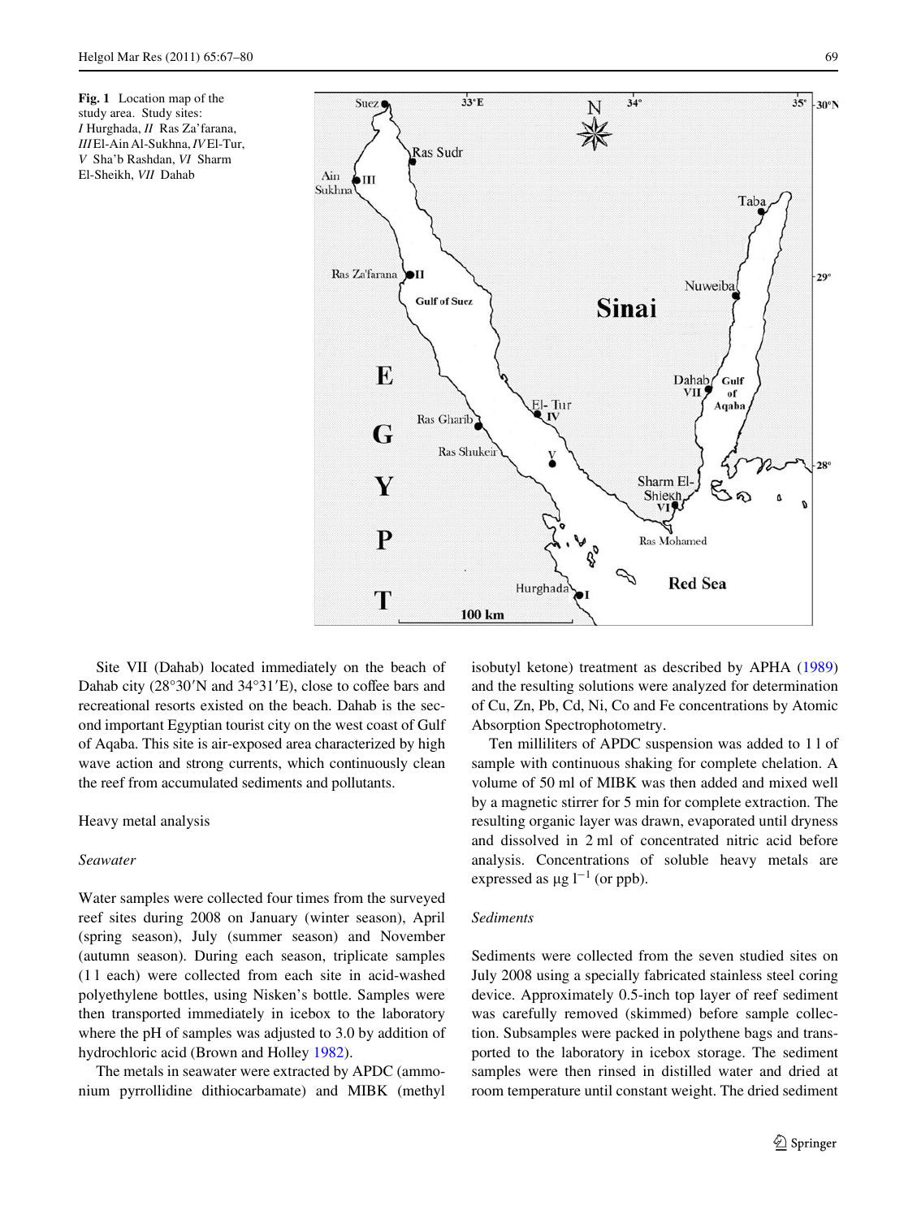**Fig. 1** Location map of the study area. Study sites: *I* Hurghada, *II* Ras Za'farana, *III* El-Ain Al-Sukhna, *IV* El-Tur, *V* Sha'b Rashdan, *VI* Sharm El-Sheikh, *VII* Dahab

Site VII (Dahab) located immediately on the beach of Dahab city (28°30′N and 34°31′E), close to coffee bars and recreational resorts existed on the beach. Dahab is the second important Egyptian tourist city on the west coast of Gulf of Aqaba. This site is air-exposed area characterized by high wave action and strong currents, which continuously clean the reef from accumulated sediments and pollutants.

## Heavy metal analysis

### *Seawater*

Water samples were collected four times from the surveyed reef sites during 2008 on January (winter season), April (spring season), July (summer season) and November (autumn season). During each season, triplicate samples (1 l each) were collected from each site in acid-washed polyethylene bottles, using Nisken's bottle. Samples were then transported immediately in icebox to the laboratory where the pH of samples was adjusted to 3.0 by addition of hydrochloric acid (Brown and Holley 1982).

The metals in seawater were extracted by APDC (ammonium pyrrollidine dithiocarbamate) and MIBK (methyl isobutyl ketone) treatment as described by APHA (1989) and the resulting solutions were analyzed for determination of Cu, Zn, Pb, Cd, Ni, Co and Fe concentrations by Atomic Absorption Spectrophotometry.

Ten milliliters of APDC suspension was added to 1 l of sample with continuous shaking for complete chelation. A volume of 50 ml of MIBK was then added and mixed well by a magnetic stirrer for 5 min for complete extraction. The resulting organic layer was drawn, evaporated until dryness and dissolved in 2 ml of concentrated nitric acid before analysis. Concentrations of soluble heavy metals are expressed as μg $l^{-1}$ (or ppb).

### *Sediments*

Sediments were collected from the seven studied sites on July 2008 using a specially fabricated stainless steel coring device. Approximately 0.5-inch top layer of reef sediment was carefully removed (skimmed) before sample collection. Subsamples were packed in polythene bags and transported to the laboratory in icebox storage. The sediment samples were then rinsed in distilled water and dried at room temperature until constant weight. The dried sediment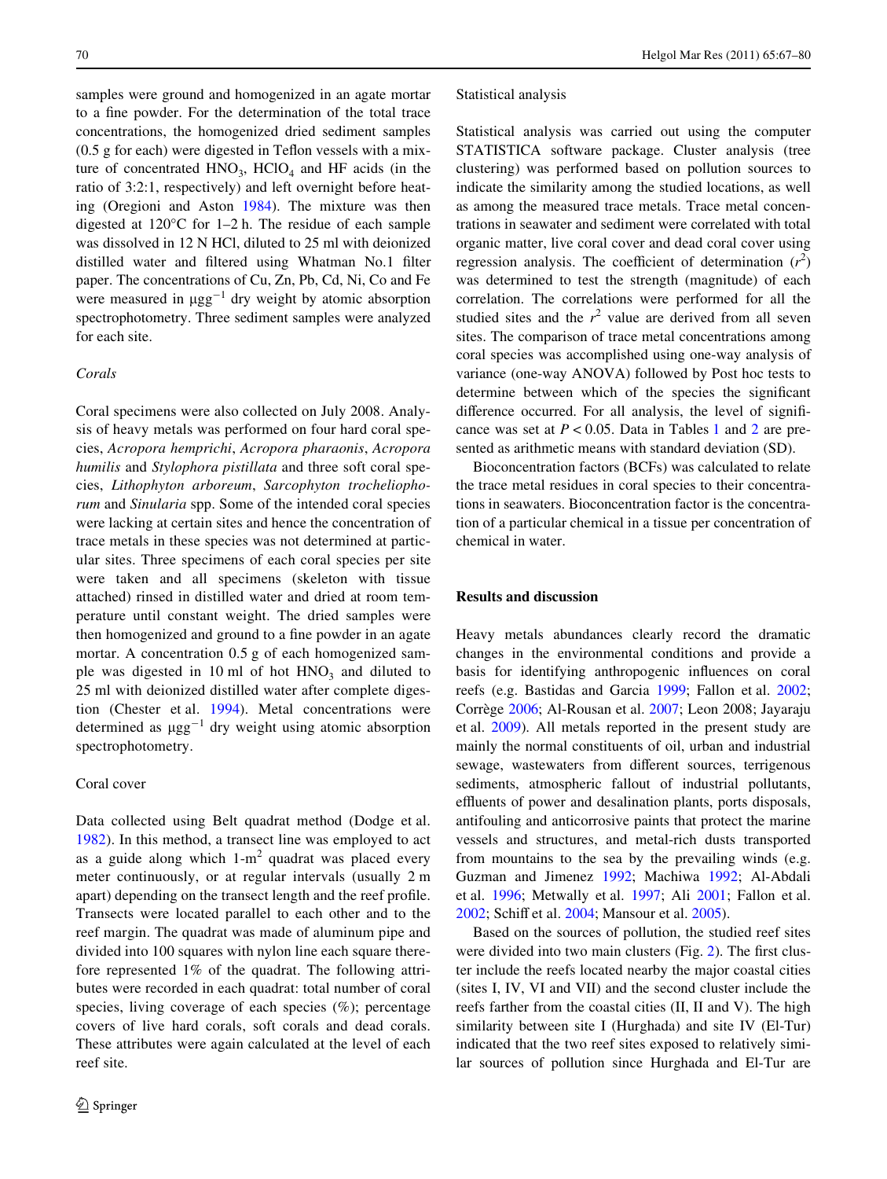samples were ground and homogenized in an agate mortar to a fine powder. For the determination of the total trace concentrations, the homogenized dried sediment samples (0.5 g for each) were digested in Teflon vessels with a mixture of concentrated $HNO_3$, $HClO_4$ and HF acids (in the ratio of 3:2:1, respectively) and left overnight before heating (Oregioni and Aston 1984). The mixture was then digested at 120°C for 1–2 h. The residue of each sample was dissolved in 12 N HCl, diluted to 25 ml with deionized distilled water and filtered using Whatman No.1 filter paper. The concentrations of Cu, Zn, Pb, Cd, Ni, Co and Fe were measured in $\mu g g^{-1}$ dry weight by atomic absorption spectrophotometry. Three sediment samples were analyzed for each site.

### *Corals*

Coral specimens were also collected on July 2008. Analysis of heavy metals was performed on four hard coral species, *Acropora hemprichi*, *Acropora pharaonis*, *Acropora humilis* and *Stylophora pistillata* and three soft coral species, *Lithophyton arboreum*, *Sarcophyton trocheliophorum* and *Sinularia* spp. Some of the intended coral species were lacking at certain sites and hence the concentration of trace metals in these species was not determined at particular sites. Three specimens of each coral species per site were taken and all specimens (skeleton with tissue attached) rinsed in distilled water and dried at room temperature until constant weight. The dried samples were then homogenized and ground to a fine powder in an agate mortar. A concentration 0.5 g of each homogenized sample was digested in 10 ml of hot $HNO_3$ and diluted to 25 ml with deionized distilled water after complete digestion (Chester et al. 1994). Metal concentrations were determined as $\mu g g^{-1}$ dry weight using atomic absorption spectrophotometry.

### Coral cover

Data collected using Belt quadrat method (Dodge et al. 1982). In this method, a transect line was employed to act as a guide along which 1-$m^2$ quadrat was placed every meter continuously, or at regular intervals (usually 2 m apart) depending on the transect length and the reef profile. Transects were located parallel to each other and to the reef margin. The quadrat was made of aluminum pipe and divided into 100 squares with nylon line each square therefore represented 1% of the quadrat. The following attributes were recorded in each quadrat: total number of coral species, living coverage of each species (%); percentage covers of live hard corals, soft corals and dead corals. These attributes were again calculated at the level of each reef site.

### Statistical analysis

Statistical analysis was carried out using the computer STATISTICA software package. Cluster analysis (tree clustering) was performed based on pollution sources to indicate the similarity among the studied locations, as well as among the measured trace metals. Trace metal concentrations in seawater and sediment were correlated with total organic matter, live coral cover and dead coral cover using regression analysis. The coefficient of determination ($r^2$) was determined to test the strength (magnitude) of each correlation. The correlations were performed for all the studied sites and the $r^2$ value are derived from all seven sites. The comparison of trace metal concentrations among coral species was accomplished using one-way analysis of variance (one-way ANOVA) followed by Post hoc tests to determine between which of the species the significant difference occurred. For all analysis, the level of significance was set at $P < 0.05$. Data in Tables 1 and 2 are presented as arithmetic means with standard deviation (SD).

Bioconcentration factors (BCFs) was calculated to relate the trace metal residues in coral species to their concentrations in seawaters. Bioconcentration factor is the concentration of a particular chemical in a tissue per concentration of chemical in water.

## Results and discussion

Heavy metals abundances clearly record the dramatic changes in the environmental conditions and provide a basis for identifying anthropogenic influences on coral reefs (e.g. Bastidas and Garcia 1999; Fallon et al. 2002; Corrège 2006; Al-Rousan et al. 2007; Leon 2008; Jayaraju et al. 2009). All metals reported in the present study are mainly the normal constituents of oil, urban and industrial sewage, wastewaters from different sources, terrigenous sediments, atmospheric fallout of industrial pollutants, effluents of power and desalination plants, ports disposals, antifouling and anticorrosive paints that protect the marine vessels and structures, and metal-rich dusts transported from mountains to the sea by the prevailing winds (e.g. Guzman and Jimenez 1992; Machiwa 1992; Al-Abdali et al. 1996; Metwally et al. 1997; Ali 2001; Fallon et al. 2002; Schiff et al. 2004; Mansour et al. 2005).

Based on the sources of pollution, the studied reef sites were divided into two main clusters (Fig. 2). The first cluster include the reefs located nearby the major coastal cities (sites I, IV, VI and VII) and the second cluster include the reefs farther from the coastal cities (II, II and V). The high similarity between site I (Hurghada) and site IV (El-Tur) indicated that the two reef sites exposed to relatively similar sources of pollution since Hurghada and El-Tur are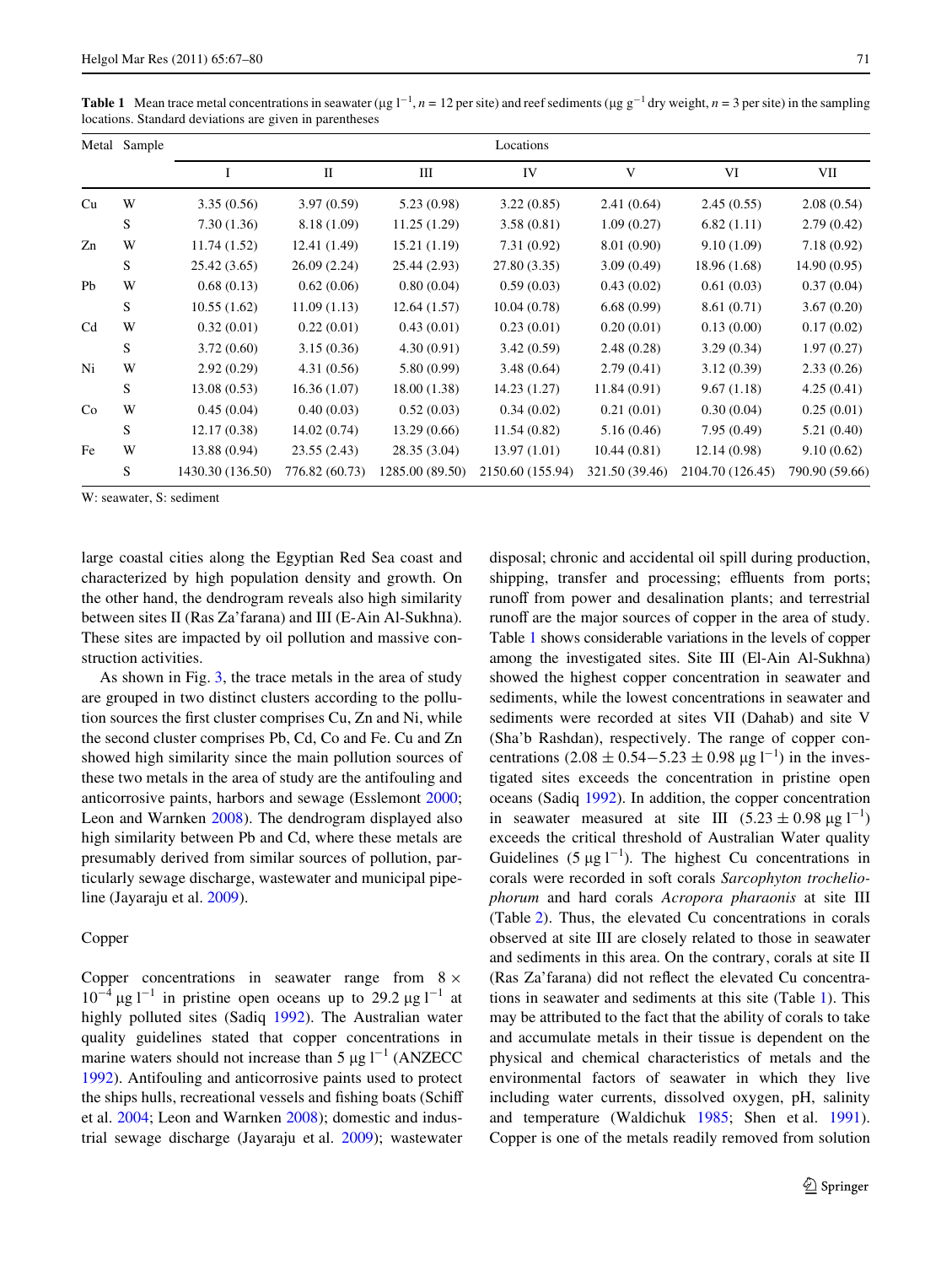**Table 1** Mean trace metal concentrations in seawater ($\mu g\ l^{-1}$, $n = 12$ per site) and reef sediments ($\mu g\ g^{-1}$ dry weight, $n = 3$ per site) in the sampling locations. Standard deviations are given in parentheses

| Metal | Sample | Locations | | | | | | |
|---|---|---|---|---|---|---|---|---|
| | | I | II | III | IV | V | VI | VII |
| Cu | W | 3.35 (0.56) | 3.97 (0.59) | 5.23 (0.98) | 3.22 (0.85) | 2.41 (0.64) | 2.45 (0.55) | 2.08 (0.54) |
| | S | 7.30 (1.36) | 8.18 (1.09) | 11.25 (1.29) | 3.58 (0.81) | 1.09 (0.27) | 6.82 (1.11) | 2.79 (0.42) |
| Zn | W | 11.74 (1.52) | 12.41 (1.49) | 15.21 (1.19) | 7.31 (0.92) | 8.01 (0.90) | 9.10 (1.09) | 7.18 (0.92) |
| | S | 25.42 (3.65) | 26.09 (2.24) | 25.44 (2.93) | 27.80 (3.35) | 3.09 (0.49) | 18.96 (1.68) | 14.90 (0.95) |
| Pb | W | 0.68 (0.13) | 0.62 (0.06) | 0.80 (0.04) | 0.59 (0.03) | 0.43 (0.02) | 0.61 (0.03) | 0.37 (0.04) |
| | S | 10.55 (1.62) | 11.09 (1.13) | 12.64 (1.57) | 10.04 (0.78) | 6.68 (0.99) | 8.61 (0.71) | 3.67 (0.20) |
| Cd | W | 0.32 (0.01) | 0.22 (0.01) | 0.43 (0.01) | 0.23 (0.01) | 0.20 (0.01) | 0.13 (0.00) | 0.17 (0.02) |
| | S | 3.72 (0.60) | 3.15 (0.36) | 4.30 (0.91) | 3.42 (0.59) | 2.48 (0.28) | 3.29 (0.34) | 1.97 (0.27) |
| Ni | W | 2.92 (0.29) | 4.31 (0.56) | 5.80 (0.99) | 3.48 (0.64) | 2.79 (0.41) | 3.12 (0.39) | 2.33 (0.26) |
| | S | 13.08 (0.53) | 16.36 (1.07) | 18.00 (1.38) | 14.23 (1.27) | 11.84 (0.91) | 9.67 (1.18) | 4.25 (0.41) |
| Co | W | 0.45 (0.04) | 0.40 (0.03) | 0.52 (0.03) | 0.34 (0.02) | 0.21 (0.01) | 0.30 (0.04) | 0.25 (0.01) |
| | S | 12.17 (0.38) | 14.02 (0.74) | 13.29 (0.66) | 11.54 (0.82) | 5.16 (0.46) | 7.95 (0.49) | 5.21 (0.40) |
| Fe | W | 13.88 (0.94) | 23.55 (2.43) | 28.35 (3.04) | 13.97 (1.01) | 10.44 (0.81) | 12.14 (0.98) | 9.10 (0.62) |
| | S | 1430.30 (136.50) | 776.82 (60.73) | 1285.00 (89.50) | 2150.60 (155.94) | 321.50 (39.46) | 2104.70 (126.45) | 790.90 (59.66) |

W: seawater, S: sediment

large coastal cities along the Egyptian Red Sea coast and characterized by high population density and growth. On the other hand, the dendrogram reveals also high similarity between sites II (Ras Za'farana) and III (E-Ain Al-Sukhna). These sites are impacted by oil pollution and massive construction activities.

As shown in Fig. 3, the trace metals in the area of study are grouped in two distinct clusters according to the pollution sources the first cluster comprises Cu, Zn and Ni, while the second cluster comprises Pb, Cd, Co and Fe. Cu and Zn showed high similarity since the main pollution sources of these two metals in the area of study are the antifouling and anticorrosive paints, harbors and sewage (Esslemont 2000; Leon and Warnken 2008). The dendrogram displayed also high similarity between Pb and Cd, where these metals are presumably derived from similar sources of pollution, particularly sewage discharge, wastewater and municipal pipeline (Jayaraju et al. 2009).

### Copper

Copper concentrations in seawater range from $8 \times 10^{-4}\ \mu g\ l^{-1}$ in pristine open oceans up to $29.2\ \mu g\ l^{-1}$ at highly polluted sites (Sadiq 1992). The Australian water quality guidelines stated that copper concentrations in marine waters should not increase than $5\ \mu g\ l^{-1}$ (ANZECC 1992). Antifouling and anticorrosive paints used to protect the ships hulls, recreational vessels and fishing boats (Schiff et al. 2004; Leon and Warnken 2008); domestic and industrial sewage discharge (Jayaraju et al. 2009); wastewater disposal; chronic and accidental oil spill during production, shipping, transfer and processing; effluents from ports; runoff from power and desalination plants; and terrestrial runoff are the major sources of copper in the area of study. Table 1 shows considerable variations in the levels of copper among the investigated sites. Site III (El-Ain Al-Sukhna) showed the highest copper concentration in seawater and sediments, while the lowest concentrations in seawater and sediments were recorded at sites VII (Dahab) and site V (Sha'b Rashdan), respectively. The range of copper concentrations ($2.08 \pm 0.54 - 5.23 \pm 0.98\ \mu g\ l^{-1}$) in the investigated sites exceeds the concentration in pristine open oceans (Sadiq 1992). In addition, the copper concentration in seawater measured at site III ($5.23 \pm 0.98\ \mu g\ l^{-1}$) exceeds the critical threshold of Australian Water quality Guidelines ($5\ \mu g\ l^{-1}$). The highest Cu concentrations in corals were recorded in soft corals *Sarcophyton trochéliophorum* and hard corals *Acropora pharaonis* at site III (Table 2). Thus, the elevated Cu concentrations in corals observed at site III are closely related to those in seawater and sediments in this area. On the contrary, corals at site II (Ras Za'farana) did not reflect the elevated Cu concentrations in seawater and sediments at this site (Table 1). This may be attributed to the fact that the ability of corals to take and accumulate metals in their tissue is dependent on the physical and chemical characteristics of metals and the environmental factors of seawater in which they live including water currents, dissolved oxygen, pH, salinity and temperature (Waldichuk 1985; Shen et al. 1991). Copper is one of the metals readily removed from solution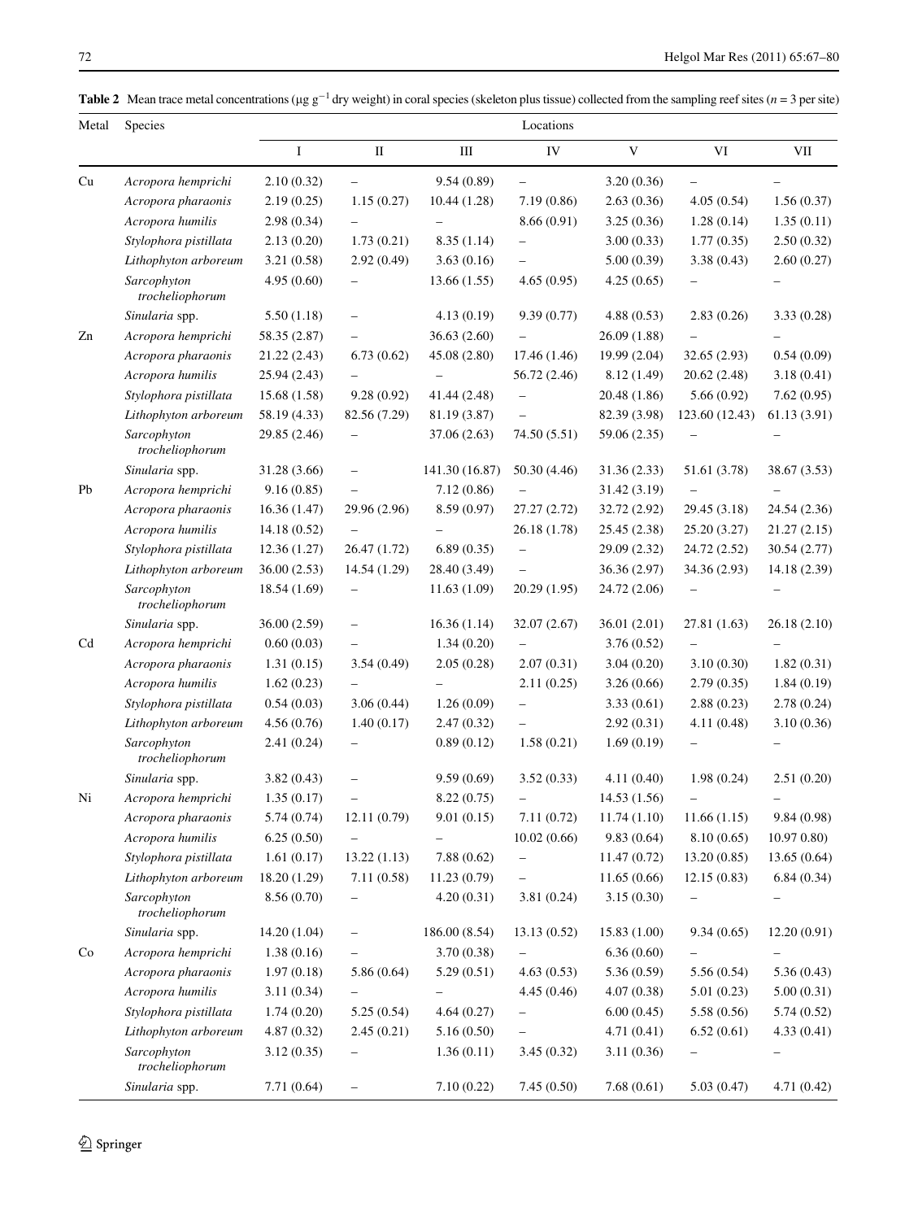**Table 2** Mean trace metal concentrations (μg $g^{-1}$ dry weight) in coral species (skeleton plus tissue) collected from the sampling reef sites ($n = 3$ per site)

| Metal | Species | Locations | | | | | | |
|---|---|---|---|---|---|---|---|---|
| | | I | II | III | IV | V | VI | VII |
| Cu | *Acropora hemprichi* | 2.10 (0.32) | – | 9.54 (0.89) | – | 3.20 (0.36) | – | – |
| | *Acropora pharaonis* | 2.19 (0.25) | 1.15 (0.27) | 10.44 (1.28) | 7.19 (0.86) | 2.63 (0.36) | 4.05 (0.54) | 1.56 (0.37) |
| | *Acropora humilis* | 2.98 (0.34) | – | – | 8.66 (0.91) | 3.25 (0.36) | 1.28 (0.14) | 1.35 (0.11) |
| | *Stylophora pistillata* | 2.13 (0.20) | 1.73 (0.21) | 8.35 (1.14) | – | 3.00 (0.33) | 1.77 (0.35) | 2.50 (0.32) |
| | *Lithophyton arboreum* | 3.21 (0.58) | 2.92 (0.49) | 3.63 (0.16) | – | 5.00 (0.39) | 3.38 (0.43) | 2.60 (0.27) |
| | *Sarcophyton trocheliophorum* | 4.95 (0.60) | – | 13.66 (1.55) | 4.65 (0.95) | 4.25 (0.65) | – | – |
| | *Sinularia* spp. | 5.50 (1.18) | – | 4.13 (0.19) | 9.39 (0.77) | 4.88 (0.53) | 2.83 (0.26) | 3.33 (0.28) |
| Zn | *Acropora hemprichi* | 58.35 (2.87) | – | 36.63 (2.60) | – | 26.09 (1.88) | – | – |
| | *Acropora pharaonis* | 21.22 (2.43) | 6.73 (0.62) | 45.08 (2.80) | 17.46 (1.46) | 19.99 (2.04) | 32.65 (2.93) | 0.54 (0.09) |
| | *Acropora humilis* | 25.94 (2.43) | – | – | 56.72 (2.46) | 8.12 (1.49) | 20.62 (2.48) | 3.18 (0.41) |
| | *Stylophora pistillata* | 15.68 (1.58) | 9.28 (0.92) | 41.44 (2.48) | – | 20.48 (1.86) | 5.66 (0.92) | 7.62 (0.95) |
| | *Lithophyton arboreum* | 58.19 (4.33) | 82.56 (7.29) | 81.19 (3.87) | – | 82.39 (3.98) | 123.60 (12.43) | 61.13 (3.91) |
| | *Sarcophyton trocheliophorum* | 29.85 (2.46) | – | 37.06 (2.63) | 74.50 (5.51) | 59.06 (2.35) | – | – |
| | *Sinularia* spp. | 31.28 (3.66) | – | 141.30 (16.87) | 50.30 (4.46) | 31.36 (2.33) | 51.61 (3.78) | 38.67 (3.53) |
| Pb | *Acropora hemprichi* | 9.16 (0.85) | – | 7.12 (0.86) | – | 31.42 (3.19) | – | – |
| | *Acropora pharaonis* | 16.36 (1.47) | 29.96 (2.96) | 8.59 (0.97) | 27.27 (2.72) | 32.72 (2.92) | 29.45 (3.18) | 24.54 (2.36) |
| | *Acropora humilis* | 14.18 (0.52) | – | – | 26.18 (1.78) | 25.45 (2.38) | 25.20 (3.27) | 21.27 (2.15) |
| | *Stylophora pistillata* | 12.36 (1.27) | 26.47 (1.72) | 6.89 (0.35) | – | 29.09 (2.32) | 24.72 (2.52) | 30.54 (2.77) |
| | *Lithophyton arboreum* | 36.00 (2.53) | 14.54 (1.29) | 28.40 (3.49) | – | 36.36 (2.97) | 34.36 (2.93) | 14.18 (2.39) |
| | *Sarcophyton trocheliophorum* | 18.54 (1.69) | – | 11.63 (1.09) | 20.29 (1.95) | 24.72 (2.06) | – | – |
| | *Sinularia* spp. | 36.00 (2.59) | – | 16.36 (1.14) | 32.07 (2.67) | 36.01 (2.01) | 27.81 (1.63) | 26.18 (2.10) |
| Cd | *Acropora hemprichi* | 0.60 (0.03) | – | 1.34 (0.20) | – | 3.76 (0.52) | – | – |
| | *Acropora pharaonis* | 1.31 (0.15) | 3.54 (0.49) | 2.05 (0.28) | 2.07 (0.31) | 3.04 (0.20) | 3.10 (0.30) | 1.82 (0.31) |
| | *Acropora humilis* | 1.62 (0.23) | – | – | 2.11 (0.25) | 3.26 (0.66) | 2.79 (0.35) | 1.84 (0.19) |
| | *Stylophora pistillata* | 0.54 (0.03) | 3.06 (0.44) | 1.26 (0.09) | – | 3.33 (0.61) | 2.88 (0.23) | 2.78 (0.24) |
| | *Lithophyton arboreum* | 4.56 (0.76) | 1.40 (0.17) | 2.47 (0.32) | – | 2.92 (0.31) | 4.11 (0.48) | 3.10 (0.36) |
| | *Sarcophyton trocheliophorum* | 2.41 (0.24) | – | 0.89 (0.12) | 1.58 (0.21) | 1.69 (0.19) | – | – |
| | *Sinularia* spp. | 3.82 (0.43) | – | 9.59 (0.69) | 3.52 (0.33) | 4.11 (0.40) | 1.98 (0.24) | 2.51 (0.20) |
| Ni | *Acropora hemprichi* | 1.35 (0.17) | – | 8.22 (0.75) | – | 14.53 (1.56) | – | – |
| | *Acropora pharaonis* | 5.74 (0.74) | 12.11 (0.79) | 9.01 (0.15) | 7.11 (0.72) | 11.74 (1.10) | 11.66 (1.15) | 9.84 (0.98) |
| | *Acropora humilis* | 6.25 (0.50) | – | – | 10.02 (0.66) | 9.83 (0.64) | 8.10 (0.65) | 10.97 0.80) |
| | *Stylophora pistillata* | 1.61 (0.17) | 13.22 (1.13) | 7.88 (0.62) | – | 11.47 (0.72) | 13.20 (0.85) | 13.65 (0.64) |
| | *Lithophyton arboreum* | 18.20 (1.29) | 7.11 (0.58) | 11.23 (0.79) | – | 11.65 (0.66) | 12.15 (0.83) | 6.84 (0.34) |
| | *Sarcophyton trocheliophorum* | 8.56 (0.70) | – | 4.20 (0.31) | 3.81 (0.24) | 3.15 (0.30) | – | – |
| | *Sinularia* spp. | 14.20 (1.04) | – | 186.00 (8.54) | 13.13 (0.52) | 15.83 (1.00) | 9.34 (0.65) | 12.20 (0.91) |
| Co | *Acropora hemprichi* | 1.38 (0.16) | – | 3.70 (0.38) | – | 6.36 (0.60) | – | – |
| | *Acropora pharaonis* | 1.97 (0.18) | 5.86 (0.64) | 5.29 (0.51) | 4.63 (0.53) | 5.36 (0.59) | 5.56 (0.54) | 5.36 (0.43) |
| | *Acropora humilis* | 3.11 (0.34) | – | – | 4.45 (0.46) | 4.07 (0.38) | 5.01 (0.23) | 5.00 (0.31) |
| | *Stylophora pistillata* | 1.74 (0.20) | 5.25 (0.54) | 4.64 (0.27) | – | 6.00 (0.45) | 5.58 (0.56) | 5.74 (0.52) |
| | *Lithophyton arboreum* | 4.87 (0.32) | 2.45 (0.21) | 5.16 (0.50) | – | 4.71 (0.41) | 6.52 (0.61) | 4.33 (0.41) |
| | *Sarcophyton trocheliophorum* | 3.12 (0.35) | – | 1.36 (0.11) | 3.45 (0.32) | 3.11 (0.36) | – | – |
| | *Sinularia* spp. | 7.71 (0.64) | – | 7.10 (0.22) | 7.45 (0.50) | 7.68 (0.61) | 5.03 (0.47) | 4.71 (0.42) |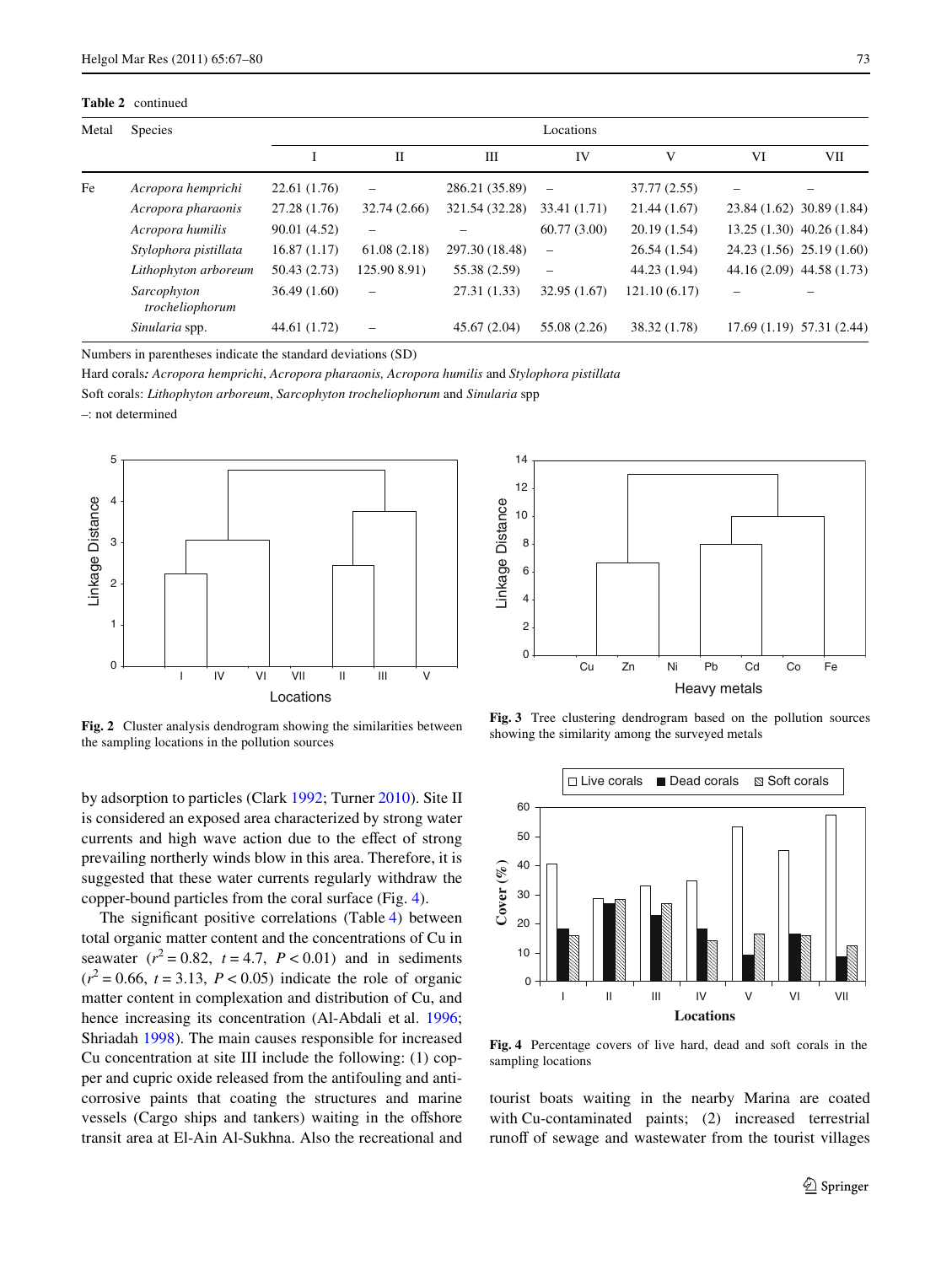**Table 2** continued

| Metal | Species | Locations | | | | | | |
|---|---|---|---|---|---|---|---|---|
| | | I | II | III | IV | V | VI | VII |
| Fe | *Acropora hemprichi* | 22.61 (1.76) | – | 286.21 (35.89) | – | 37.77 (2.55) | – | – |
| | *Acropora pharaonis* | 27.28 (1.76) | 32.74 (2.66) | 321.54 (32.28) | 33.41 (1.71) | 21.44 (1.67) | 23.84 (1.62) | 30.89 (1.84) |
| | *Acropora humilis* | 90.01 (4.52) | – | – | 60.77 (3.00) | 20.19 (1.54) | 13.25 (1.30) | 40.26 (1.84) |
| | *Stylophora pistillata* | 16.87 (1.17) | 61.08 (2.18) | 297.30 (18.48) | – | 26.54 (1.54) | 24.23 (1.56) | 25.19 (1.60) |
| | *Lithophyton arboreum* | 50.43 (2.73) | 125.90 8.91) | 55.38 (2.59) | – | 44.23 (1.94) | 44.16 (2.09) | 44.58 (1.73) |
| | *Sarcophyton trocheliophorum* | 36.49 (1.60) | – | 27.31 (1.33) | 32.95 (1.67) | 121.10 (6.17) | – | – |
| | *Sinularia* spp. | 44.61 (1.72) | – | 45.67 (2.04) | 55.08 (2.26) | 38.32 (1.78) | 17.69 (1.19) | 57.31 (2.44) |

Numbers in parentheses indicate the standard deviations (SD)

Hard corals*:* *Acropora hemprichi*, *Acropora pharaonis, Acropora humilis* and *Stylophora pistillata*

Soft corals: *Lithophyton arboreum*, *Sarcophyton trocheliophorum* and *Sinularia* spp

–: not determined

**Fig. 2** Cluster analysis dendrogram showing the similarities between the sampling locations in the pollution sources

**Fig. 3** Tree clustering dendrogram based on the pollution sources showing the similarity among the surveyed metals

**Fig. 4** Percentage covers of live hard, dead and soft corals in the sampling locations

by adsorption to particles (Clark 1992; Turner 2010). Site II is considered an exposed area characterized by strong water currents and high wave action due to the effect of strong prevailing northerly winds blow in this area. Therefore, it is suggested that these water currents regularly withdraw the copper-bound particles from the coral surface (Fig. 4).

The significant positive correlations (Table 4) between total organic matter content and the concentrations of Cu in seawater ($r^2 = 0.82$, $t = 4.7$, $P < 0.01$) and in sediments ($r^2 = 0.66$, $t = 3.13$, $P < 0.05$) indicate the role of organic matter content in complexation and distribution of Cu, and hence increasing its concentration (Al-Abdali et al. 1996; Shriadah 1998). The main causes responsible for increased Cu concentration at site III include the following: (1) copper and cupric oxide released from the antifouling and anti-corrosive paints that coating the structures and marine vessels (Cargo ships and tankers) waiting in the offshore transit area at El-Ain Al-Sukhna. Also the recreational and tourist boats waiting in the nearby Marina are coated with Cu-contaminated paints; (2) increased terrestrial runoff of sewage and wastewater from the tourist villages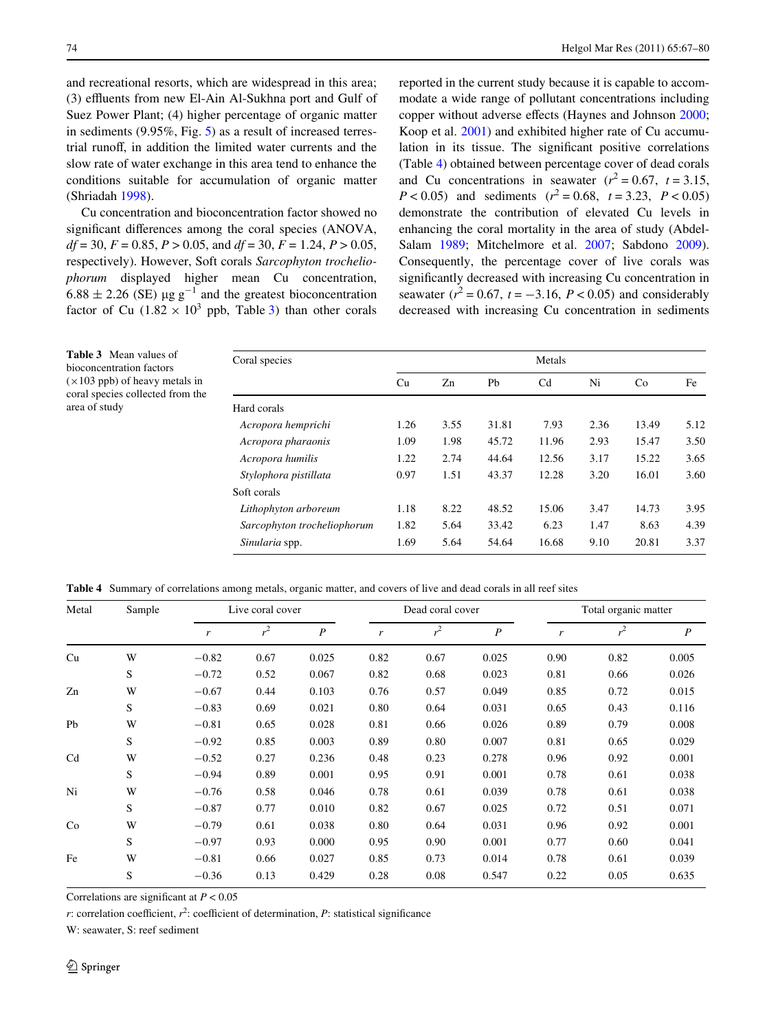and recreational resorts, which are widespread in this area; (3) effluents from new El-Ain Al-Sukhna port and Gulf of Suez Power Plant; (4) higher percentage of organic matter in sediments (9.95%, Fig. 5) as a result of increased terrestrial runoff, in addition the limited water currents and the slow rate of water exchange in this area tend to enhance the conditions suitable for accumulation of organic matter (Shriadah 1998).

Cu concentration and bioconcentration factor showed no significant differences among the coral species (ANOVA, $df = 30$, $F = 0.85$, $P > 0.05$, and $df = 30$, $F = 1.24$, $P > 0.05$, respectively). However, Soft corals *Sarcophyton trocheliophorum* displayed higher mean Cu concentration, $6.88 \pm 2.26$ (SE) $\mu g\ g^{-1}$ and the greatest bioconcentration factor of Cu ($1.82 \times 10^3$ ppb, Table 3) than other corals reported in the current study because it is capable to accommodate a wide range of pollutant concentrations including copper without adverse effects (Haynes and Johnson 2000; Koop et al. 2001) and exhibited higher rate of Cu accumulation in its tissue. The significant positive correlations (Table 4) obtained between percentage cover of dead corals and Cu concentrations in seawater ($r^2 = 0.67$, $t = 3.15$, $P < 0.05$) and sediments ($r^2 = 0.68$, $t = 3.23$, $P < 0.05$) demonstrate the contribution of elevated Cu levels in enhancing the coral mortality in the area of study (Abdel-Salam 1989; Mitchelmore et al. 2007; Sabdono 2009). Consequently, the percentage cover of live corals was significantly decreased with increasing Cu concentration in seawater ($r^2 = 0.67$, $t = -3.16$, $P < 0.05$) and considerably decreased with increasing Cu concentration in sediments

**Table 3** Mean values of bioconcentration factors ($\times 103$ ppb) of heavy metals in coral species collected from the area of study

| Coral species | Metals | | | | | | |
|---|---|---|---|---|---|---|---|
| | Cu | Zn | Pb | Cd | Ni | Co | Fe |
| Hard corals | | | | | | | |
| *Acropora hemprichi* | 1.26 | 3.55 | 31.81 | 7.93 | 2.36 | 13.49 | 5.12 |
| *Acropora pharaonis* | 1.09 | 1.98 | 45.72 | 11.96 | 2.93 | 15.47 | 3.50 |
| *Acropora humilis* | 1.22 | 2.74 | 44.64 | 12.56 | 3.17 | 15.22 | 3.65 |
| *Stylophora pistillata* | 0.97 | 1.51 | 43.37 | 12.28 | 3.20 | 16.01 | 3.60 |
| Soft corals | | | | | | | |
| *Lithophyton arboreum* | 1.18 | 8.22 | 48.52 | 15.06 | 3.47 | 14.73 | 3.95 |
| *Sarcophyton trocheliophorum* | 1.82 | 5.64 | 33.42 | 6.23 | 1.47 | 8.63 | 4.39 |
| *Sinularia* spp. | 1.69 | 5.64 | 54.64 | 16.68 | 9.10 | 20.81 | 3.37 |

**Table 4** Summary of correlations among metals, organic matter, and covers of live and dead corals in all reef sites

| Metal | Sample | Live coral cover | | | Dead coral cover | | | Total organic matter | | |
|---|---|---|---|---|---|---|---|---|---|---|
| | | $r$ | $r^2$ | $P$ | $r$ | $r^2$ | $P$ | $r$ | $r^2$ | $P$ |
| Cu | W | −0.82 | 0.67 | 0.025 | 0.82 | 0.67 | 0.025 | 0.90 | 0.82 | 0.005 |
| | S | −0.72 | 0.52 | 0.067 | 0.82 | 0.68 | 0.023 | 0.81 | 0.66 | 0.026 |
| Zn | W | −0.67 | 0.44 | 0.103 | 0.76 | 0.57 | 0.049 | 0.85 | 0.72 | 0.015 |
| | S | −0.83 | 0.69 | 0.021 | 0.80 | 0.64 | 0.031 | 0.65 | 0.43 | 0.116 |
| Pb | W | −0.81 | 0.65 | 0.028 | 0.81 | 0.66 | 0.026 | 0.89 | 0.79 | 0.008 |
| | S | −0.92 | 0.85 | 0.003 | 0.89 | 0.80 | 0.007 | 0.81 | 0.65 | 0.029 |
| Cd | W | −0.52 | 0.27 | 0.236 | 0.48 | 0.23 | 0.278 | 0.96 | 0.92 | 0.001 |
| | S | −0.94 | 0.89 | 0.001 | 0.95 | 0.91 | 0.001 | 0.78 | 0.61 | 0.038 |
| Ni | W | −0.76 | 0.58 | 0.046 | 0.78 | 0.61 | 0.039 | 0.78 | 0.61 | 0.038 |
| | S | −0.87 | 0.77 | 0.010 | 0.82 | 0.67 | 0.025 | 0.72 | 0.51 | 0.071 |
| Co | W | −0.79 | 0.61 | 0.038 | 0.80 | 0.64 | 0.031 | 0.96 | 0.92 | 0.001 |
| | S | −0.97 | 0.93 | 0.000 | 0.95 | 0.90 | 0.001 | 0.77 | 0.60 | 0.041 |
| Fe | W | −0.81 | 0.66 | 0.027 | 0.85 | 0.73 | 0.014 | 0.78 | 0.61 | 0.039 |
| | S | −0.36 | 0.13 | 0.429 | 0.28 | 0.08 | 0.547 | 0.22 | 0.05 | 0.635 |

Correlations are significant at $P < 0.05$

$r$: correlation coefficient, $r^2$: coefficient of determination, $P$: statistical significance

W: seawater, S: reef sediment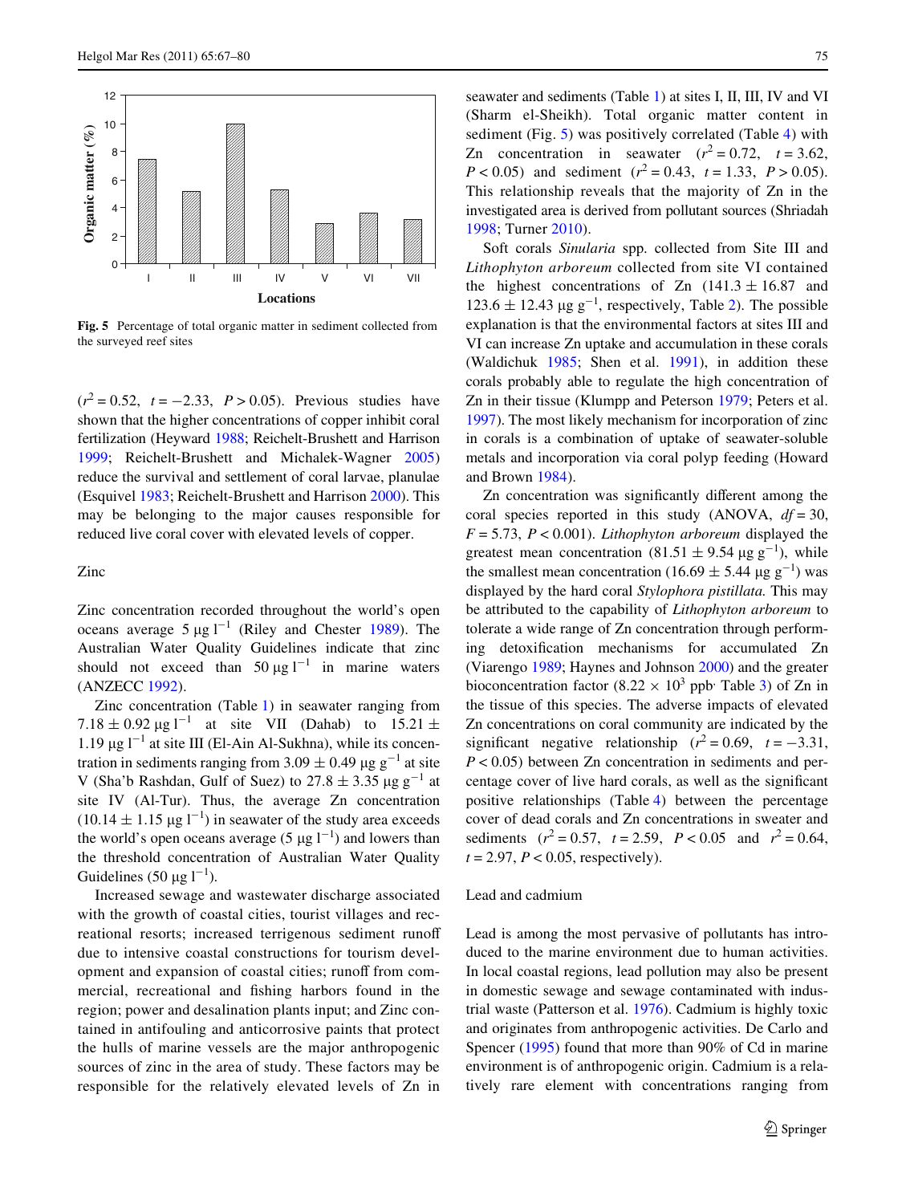Fig. 5 Percentage of total organic matter in sediment collected from the surveyed reef sites

($r^2 = 0.52$, $t = -2.33$, $P > 0.05$). Previous studies have shown that the higher concentrations of copper inhibit coral fertilization (Heyward 1988; Reichelt-Brushett and Harrison 1999; Reichelt-Brushett and Michalek-Wagner 2005) reduce the survival and settlement of coral larvae, planulae (Esquivel 1983; Reichelt-Brushett and Harrison 2000). This may be belonging to the major causes responsible for reduced live coral cover with elevated levels of copper.

## Zinc

Zinc concentration recorded throughout the world's open oceans average 5 μg $l^{-1}$ (Riley and Chester 1989). The Australian Water Quality Guidelines indicate that zinc should not exceed than 50 μg $l^{-1}$ in marine waters (ANZECC 1992).

Zinc concentration (Table 1) in seawater ranging from 7.18 ± 0.92 μg $l^{-1}$ at site VII (Dahab) to 15.21 ± 1.19 μg $l^{-1}$ at site III (El-Ain Al-Sukhna), while its concentration in sediments ranging from 3.09 ± 0.49 μg $g^{-1}$ at site V (Sha'b Rashdan, Gulf of Suez) to 27.8 ± 3.35 μg $g^{-1}$ at site IV (Al-Tur). Thus, the average Zn concentration (10.14 ± 1.15 μg $l^{-1}$) in seawater of the study area exceeds the world's open oceans average (5 μg $l^{-1}$) and lowers than the threshold concentration of Australian Water Quality Guidelines (50 μg $l^{-1}$).

Increased sewage and wastewater discharge associated with the growth of coastal cities, tourist villages and recreational resorts; increased terrigenous sediment runoff due to intensive coastal constructions for tourism development and expansion of coastal cities; runoff from commercial, recreational and fishing harbors found in the region; power and desalination plants input; and Zinc contained in antifouling and anticorrosive paints that protect the hulls of marine vessels are the major anthropogenic sources of zinc in the area of study. These factors may be responsible for the relatively elevated levels of Zn in seawater and sediments (Table 1) at sites I, II, III, IV and VI (Sharm el-Sheikh). Total organic matter content in sediment (Fig. 5) was positively correlated (Table 4) with Zn concentration in seawater ($r^2 = 0.72$, $t = 3.62$, $P < 0.05$) and sediment ($r^2 = 0.43$, $t = 1.33$, $P > 0.05$). This relationship reveals that the majority of Zn in the investigated area is derived from pollutant sources (Shriadah 1998; Turner 2010).

Soft corals *Sinularia* spp. collected from Site III and *Lithophyton arboreum* collected from site VI contained the highest concentrations of Zn (141.3 ± 16.87 and 123.6 ± 12.43 μg $g^{-1}$, respectively, Table 2). The possible explanation is that the environmental factors at sites III and VI can increase Zn uptake and accumulation in these corals (Waldichuk 1985; Shen et al. 1991), in addition these corals probably able to regulate the high concentration of Zn in their tissue (Klumpp and Peterson 1979; Peters et al. 1997). The most likely mechanism for incorporation of zinc in corals is a combination of uptake of seawater-soluble metals and incorporation via coral polyp feeding (Howard and Brown 1984).

Zn concentration was significantly different among the coral species reported in this study (ANOVA, $df = 30$, $F = 5.73$, $P < 0.001$). *Lithophyton arboreum* displayed the greatest mean concentration (81.51 ± 9.54 μg $g^{-1}$), while the smallest mean concentration (16.69 ± 5.44 μg $g^{-1}$) was displayed by the hard coral *Stylophora pistillata.* This may be attributed to the capability of *Lithophyton arboreum* to tolerate a wide range of Zn concentration through performing detoxification mechanisms for accumulated Zn (Viarengo 1989; Haynes and Johnson 2000) and the greater bioconcentration factor ($8.22 \times 10^3$ ppb· Table 3) of Zn in the tissue of this species. The adverse impacts of elevated Zn concentrations on coral community are indicated by the significant negative relationship ($r^2 = 0.69$, $t = -3.31$, $P < 0.05$) between Zn concentration in sediments and percentage cover of live hard corals, as well as the significant positive relationships (Table 4) between the percentage cover of dead corals and Zn concentrations in sweater and sediments ($r^2 = 0.57$, $t = 2.59$, $P < 0.05$ and $r^2 = 0.64$, $t = 2.97$, $P < 0.05$, respectively).

## Lead and cadmium

Lead is among the most pervasive of pollutants has introduced to the marine environment due to human activities. In local coastal regions, lead pollution may also be present in domestic sewage and sewage contaminated with industrial waste (Patterson et al. 1976). Cadmium is highly toxic and originates from anthropogenic activities. De Carlo and Spencer (1995) found that more than 90% of Cd in marine environment is of anthropogenic origin. Cadmium is a relatively rare element with concentrations ranging from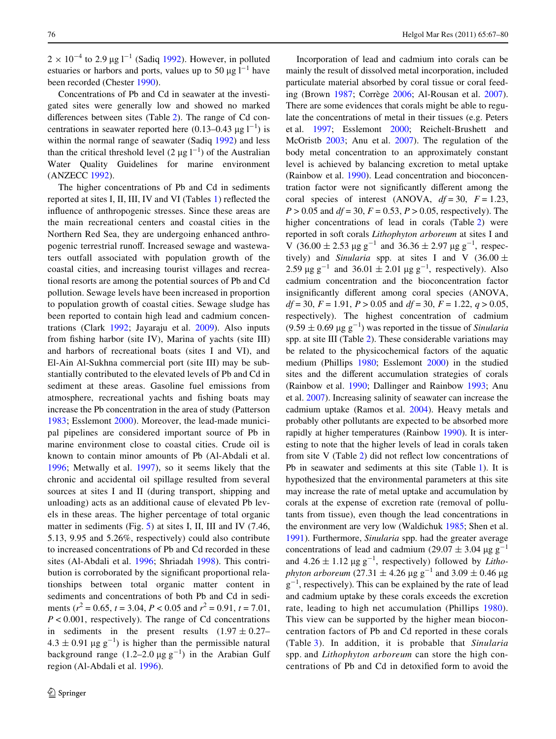$2 \times 10^{-4}$ to 2.9 μg $l^{-1}$ (Sadiq 1992). However, in polluted estuaries or harbors and ports, values up to 50 μg $l^{-1}$ have been recorded (Chester 1990).

Concentrations of Pb and Cd in seawater at the investigated sites were generally low and showed no marked differences between sites (Table 2). The range of Cd concentrations in seawater reported here (0.13–0.43 μg $l^{-1}$) is within the normal range of seawater (Sadiq 1992) and less than the critical threshold level (2 μg $l^{-1}$) of the Australian Water Quality Guidelines for marine environment (ANZECC 1992).

The higher concentrations of Pb and Cd in sediments reported at sites I, II, III, IV and VI (Tables 1) reflected the influence of anthropogenic stresses. Since these areas are the main recreational centers and coastal cities in the Northern Red Sea, they are undergoing enhanced anthropogenic terrestrial runoff. Increased sewage and wastewaters outfall associated with population growth of the coastal cities, and increasing tourist villages and recreational resorts are among the potential sources of Pb and Cd pollution. Sewage levels have been increased in proportion to population growth of coastal cities. Sewage sludge has been reported to contain high lead and cadmium concentrations (Clark 1992; Jayaraju et al. 2009). Also inputs from fishing harbor (site IV), Marina of yachts (site III) and harbors of recreational boats (sites I and VI), and El-Ain Al-Sukhna commercial port (site III) may be substantially contributed to the elevated levels of Pb and Cd in sediment at these areas. Gasoline fuel emissions from atmosphere, recreational yachts and fishing boats may increase the Pb concentration in the area of study (Patterson 1983; Esslemont 2000). Moreover, the lead-made municipal pipelines are considered important source of Pb in marine environment close to coastal cities. Crude oil is known to contain minor amounts of Pb (Al-Abdali et al. 1996; Metwally et al. 1997), so it seems likely that the chronic and accidental oil spillage resulted from several sources at sites I and II (during transport, shipping and unloading) acts as an additional cause of elevated Pb levels in these areas. The higher percentage of total organic matter in sediments (Fig. 5) at sites I, II, III and IV (7.46, 5.13, 9.95 and 5.26%, respectively) could also contribute to increased concentrations of Pb and Cd recorded in these sites (Al-Abdali et al. 1996; Shriadah 1998). This contribution is corroborated by the significant proportional relationships between total organic matter content in sediments and concentrations of both Pb and Cd in sediments ($r^2 = 0.65$, $t = 3.04$, $P < 0.05$ and $r^2 = 0.91$, $t = 7.01$, $P < 0.001$, respectively). The range of Cd concentrations in sediments in the present results (1.97 ± 0.27–4.3 ± 0.91 μg $g^{-1}$) is higher than the permissible natural background range (1.2–2.0 μg $g^{-1}$) in the Arabian Gulf region (Al-Abdali et al. 1996).

Incorporation of lead and cadmium into corals can be mainly the result of dissolved metal incorporation, included particulate material absorbed by coral tissue or coral feeding (Brown 1987; Corrège 2006; Al-Rousan et al. 2007). There are some evidences that corals might be able to regulate the concentrations of metal in their tissues (e.g. Peters et al. 1997; Esslemont 2000; Reichelt-Brushett and McOristb 2003; Anu et al. 2007). The regulation of the body metal concentration to an approximately constant level is achieved by balancing excretion to metal uptake (Rainbow et al. 1990). Lead concentration and bioconcentration factor were not significantly different among the coral species of interest (ANOVA, $df = 30$, $F = 1.23$, $P > 0.05$ and $df = 30$, $F = 0.53$, $P > 0.05$, respectively). The higher concentrations of lead in corals (Table 2) were reported in soft corals *Lithophyton arboreum* at sites I and V (36.00 ± 2.53 μg $g^{-1}$ and 36.36 ± 2.97 μg $g^{-1}$, respectively) and *Sinularia* spp. at sites I and V (36.00 ± 2.59 μg $g^{-1}$ and 36.01 ± 2.01 μg $g^{-1}$, respectively). Also cadmium concentration and the bioconcentration factor insignificantly different among coral species (ANOVA, $df = 30$, $F = 1.91$, $P > 0.05$ and $df = 30$, $F = 1.22$, $q > 0.05$, respectively). The highest concentration of cadmium (9.59 ± 0.69 μg $g^{-1}$) was reported in the tissue of *Sinularia* spp. at site III (Table 2). These considerable variations may be related to the physicochemical factors of the aquatic medium (Phillips 1980; Esslemont 2000) in the studied sites and the different accumulation strategies of corals (Rainbow et al. 1990; Dallinger and Rainbow 1993; Anu et al. 2007). Increasing salinity of seawater can increase the cadmium uptake (Ramos et al. 2004). Heavy metals and probably other pollutants are expected to be absorbed more rapidly at higher temperatures (Rainbow 1990). It is interesting to note that the higher levels of lead in corals taken from site V (Table 2) did not reflect low concentrations of Pb in seawater and sediments at this site (Table 1). It is hypothesized that the environmental parameters at this site may increase the rate of metal uptake and accumulation by corals at the expense of excretion rate (removal of pollutants from tissue), even though the lead concentrations in the environment are very low (Waldichuk 1985; Shen et al. 1991). Furthermore, *Sinularia* spp. had the greater average concentrations of lead and cadmium (29.07 ± 3.04 μg $g^{-1}$ and 4.26 ± 1.12 μg $g^{-1}$, respectively) followed by *Lithophyton arboreum* (27.31 ± 4.26 μg $g^{-1}$ and 3.09 ± 0.46 μg $g^{-1}$, respectively). This can be explained by the rate of lead and cadmium uptake by these corals exceeds the excretion rate, leading to high net accumulation (Phillips 1980). This view can be supported by the higher mean bioconcentration factors of Pb and Cd reported in these corals (Table 3). In addition, it is probable that *Sinularia* spp. and *Lithophyton arboreum* can store the high concentrations of Pb and Cd in detoxified form to avoid the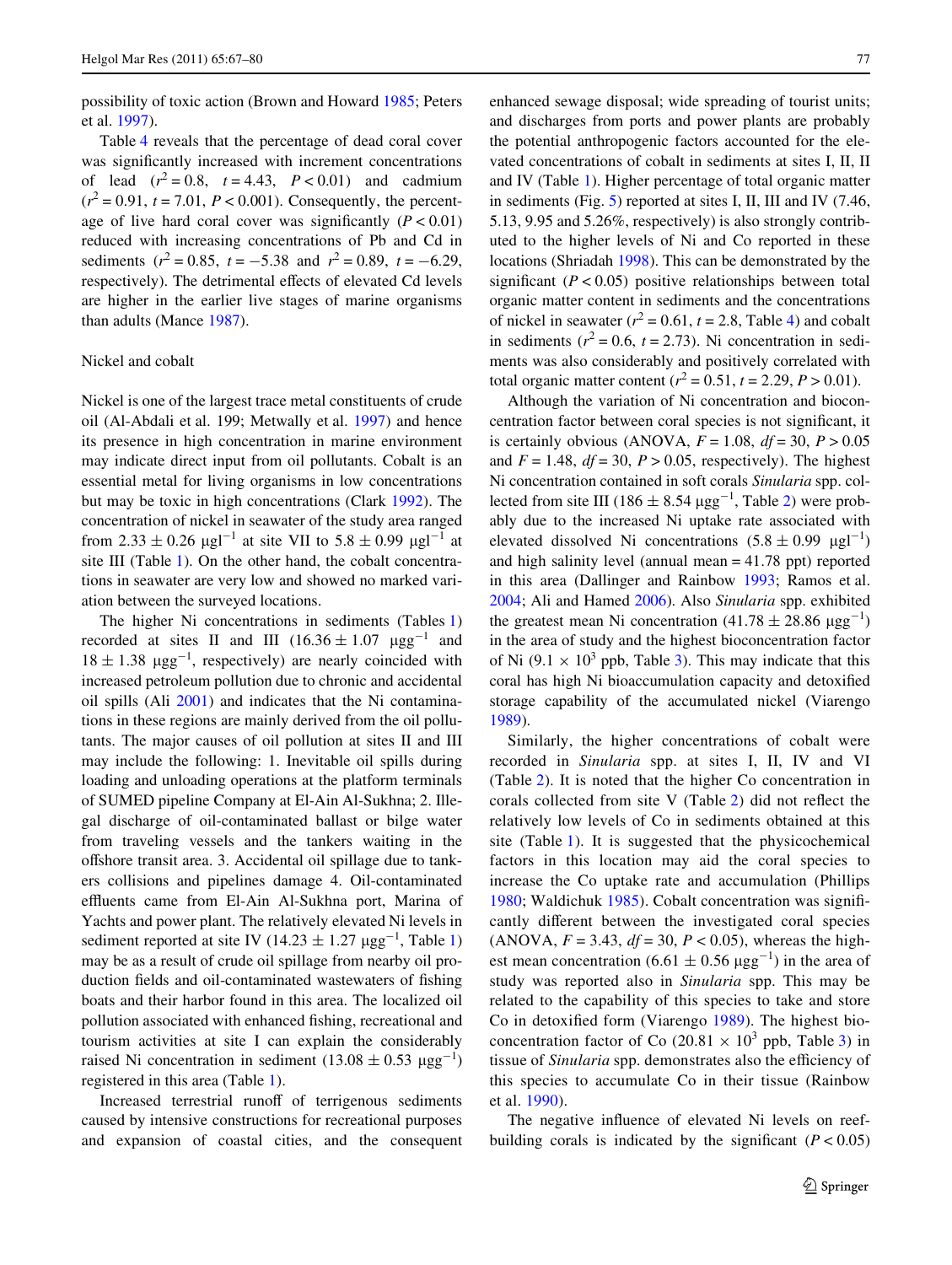possibility of toxic action (Brown and Howard 1985; Peters et al. 1997).

Table 4 reveals that the percentage of dead coral cover was significantly increased with increment concentrations of lead ($r^2 = 0.8$, $t = 4.43$, $P < 0.01$) and cadmium ($r^2 = 0.91$, $t = 7.01$, $P < 0.001$). Consequently, the percentage of live hard coral cover was significantly ($P < 0.01$) reduced with increasing concentrations of Pb and Cd in sediments ($r^2 = 0.85$, $t = -5.38$ and $r^2 = 0.89$, $t = -6.29$, respectively). The detrimental effects of elevated Cd levels are higher in the earlier live stages of marine organisms than adults (Mance 1987).

### Nickel and cobalt

Nickel is one of the largest trace metal constituents of crude oil (Al-Abdali et al. 199; Metwally et al. 1997) and hence its presence in high concentration in marine environment may indicate direct input from oil pollutants. Cobalt is an essential metal for living organisms in low concentrations but may be toxic in high concentrations (Clark 1992). The concentration of nickel in seawater of the study area ranged from $2.33 \pm 0.26$ μgl$^{-1}$ at site VII to $5.8 \pm 0.99$ μgl$^{-1}$ at site III (Table 1). On the other hand, the cobalt concentrations in seawater are very low and showed no marked variation between the surveyed locations.

The higher Ni concentrations in sediments (Tables 1) recorded at sites II and III ($16.36 \pm 1.07$ μgg$^{-1}$ and $18 \pm 1.38$ μgg$^{-1}$, respectively) are nearly coincided with increased petroleum pollution due to chronic and accidental oil spills (Ali 2001) and indicates that the Ni contaminations in these regions are mainly derived from the oil pollutants. The major causes of oil pollution at sites II and III may include the following: 1. Inevitable oil spills during loading and unloading operations at the platform terminals of SUMED pipeline Company at El-Ain Al-Sukhna; 2. Illegal discharge of oil-contaminated ballast or bilge water from traveling vessels and the tankers waiting in the offshore transit area. 3. Accidental oil spillage due to tankers collisions and pipelines damage 4. Oil-contaminated effluents came from El-Ain Al-Sukhna port, Marina of Yachts and power plant. The relatively elevated Ni levels in sediment reported at site IV ($14.23 \pm 1.27$ μgg$^{-1}$, Table 1) may be as a result of crude oil spillage from nearby oil production fields and oil-contaminated wastewaters of fishing boats and their harbor found in this area. The localized oil pollution associated with enhanced fishing, recreational and tourism activities at site I can explain the considerably raised Ni concentration in sediment ($13.08 \pm 0.53$ μgg$^{-1}$) registered in this area (Table 1).

Increased terrestrial runoff of terrigenous sediments caused by intensive constructions for recreational purposes and expansion of coastal cities, and the consequent enhanced sewage disposal; wide spreading of tourist units; and discharges from ports and power plants are probably the potential anthropogenic factors accounted for the elevated concentrations of cobalt in sediments at sites I, II, II and IV (Table 1). Higher percentage of total organic matter in sediments (Fig. 5) reported at sites I, II, III and IV (7.46, 5.13, 9.95 and 5.26%, respectively) is also strongly contributed to the higher levels of Ni and Co reported in these locations (Shriadah 1998). This can be demonstrated by the significant ($P < 0.05$) positive relationships between total organic matter content in sediments and the concentrations of nickel in seawater ($r^2 = 0.61$, $t = 2.8$, Table 4) and cobalt in sediments ($r^2 = 0.6$, $t = 2.73$). Ni concentration in sediments was also considerably and positively correlated with total organic matter content ($r^2 = 0.51$, $t = 2.29$, $P > 0.01$).

Although the variation of Ni concentration and bioconcentration factor between coral species is not significant, it is certainly obvious (ANOVA, $F = 1.08$, $df = 30$, $P > 0.05$ and $F = 1.48$, $df = 30$, $P > 0.05$, respectively). The highest Ni concentration contained in soft corals *Sinularia* spp. collected from site III ($186 \pm 8.54$ μgg$^{-1}$, Table 2) were probably due to the increased Ni uptake rate associated with elevated dissolved Ni concentrations ($5.8 \pm 0.99$ μgl$^{-1}$) and high salinity level (annual mean = 41.78 ppt) reported in this area (Dallinger and Rainbow 1993; Ramos et al. 2004; Ali and Hamed 2006). Also *Sinularia* spp. exhibited the greatest mean Ni concentration ($41.78 \pm 28.86$ μgg$^{-1}$) in the area of study and the highest bioconcentration factor of Ni ($9.1 \times 10^3$ ppb, Table 3). This may indicate that this coral has high Ni bioaccumulation capacity and detoxified storage capability of the accumulated nickel (Viarengo 1989).

Similarly, the higher concentrations of cobalt were recorded in *Sinularia* spp. at sites I, II, IV and VI (Table 2). It is noted that the higher Co concentration in corals collected from site V (Table 2) did not reflect the relatively low levels of Co in sediments obtained at this site (Table 1). It is suggested that the physicochemical factors in this location may aid the coral species to increase the Co uptake rate and accumulation (Phillips 1980; Waldichuk 1985). Cobalt concentration was significantly different between the investigated coral species (ANOVA, $F = 3.43$, $df = 30$, $P < 0.05$), whereas the highest mean concentration ($6.61 \pm 0.56$ μgg$^{-1}$) in the area of study was reported also in *Sinularia* spp. This may be related to the capability of this species to take and store Co in detoxified form (Viarengo 1989). The highest bioconcentration factor of Co ($20.81 \times 10^3$ ppb, Table 3) in tissue of *Sinularia* spp. demonstrates also the efficiency of this species to accumulate Co in their tissue (Rainbow et al. 1990).

The negative influence of elevated Ni levels on reef-building corals is indicated by the significant ($P < 0.05$)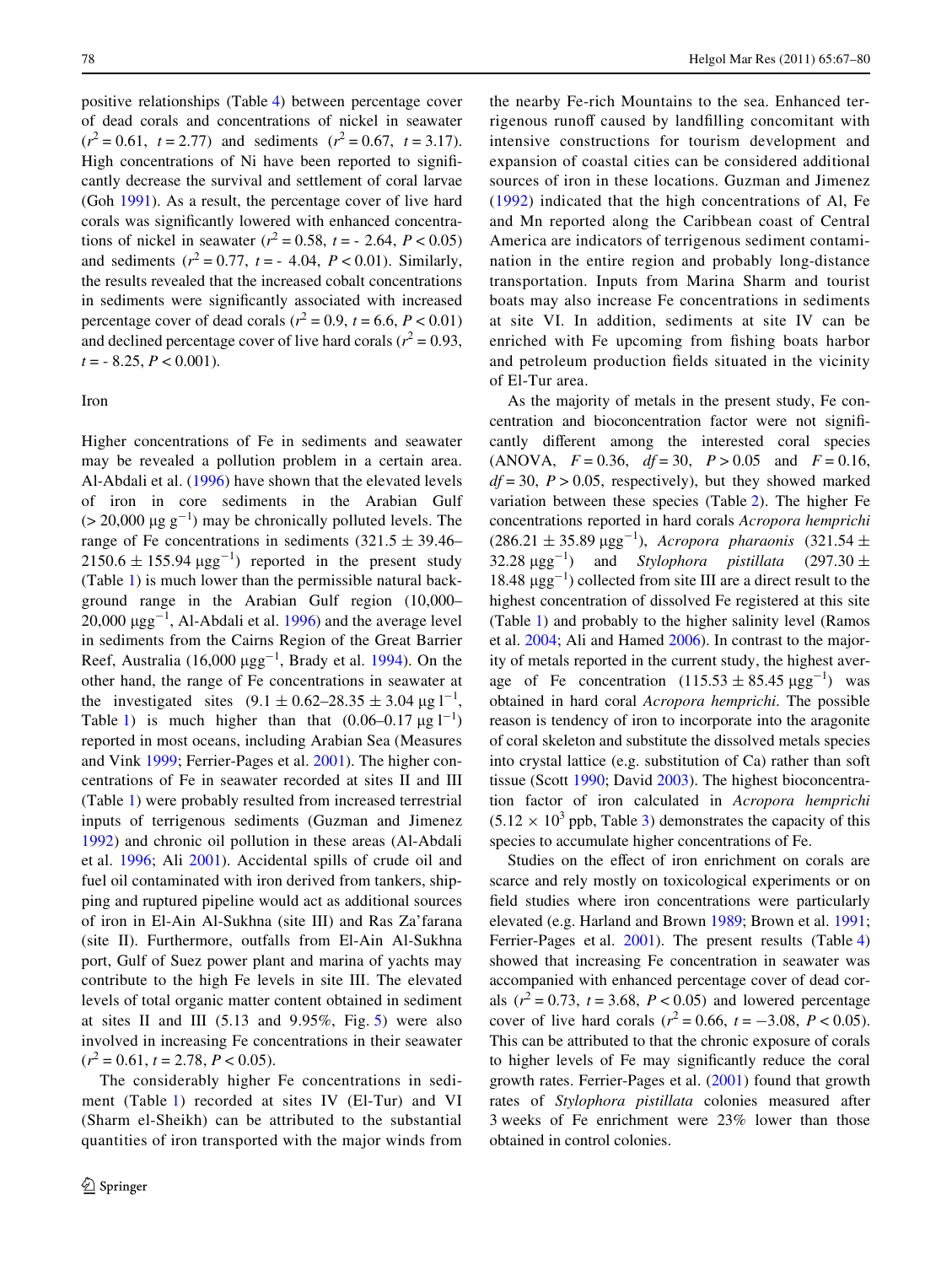positive relationships (Table 4) between percentage cover of dead corals and concentrations of nickel in seawater ($r^2 = 0.61$, $t = 2.77$) and sediments ($r^2 = 0.67$, $t = 3.17$). High concentrations of Ni have been reported to significantly decrease the survival and settlement of coral larvae (Goh 1991). As a result, the percentage cover of live hard corals was significantly lowered with enhanced concentrations of nickel in seawater ($r^2 = 0.58$, $t = -2.64$, $P < 0.05$) and sediments ($r^2 = 0.77$, $t = -4.04$, $P < 0.01$). Similarly, the results revealed that the increased cobalt concentrations in sediments were significantly associated with increased percentage cover of dead corals ($r^2 = 0.9$, $t = 6.6$, $P < 0.01$) and declined percentage cover of live hard corals ($r^2 = 0.93$, $t = -8.25$, $P < 0.001$).

### Iron

Higher concentrations of Fe in sediments and seawater may be revealed a pollution problem in a certain area. Al-Abdali et al. (1996) have shown that the elevated levels of iron in core sediments in the Arabian Gulf ($> 20{,}000\ \mu g\ g^{-1}$) may be chronically polluted levels. The range of Fe concentrations in sediments ($321.5 \pm 39.46$–$2150.6 \pm 155.94\ \mu g g^{-1}$) reported in the present study (Table 1) is much lower than the permissible natural background range in the Arabian Gulf region (10,000–$20{,}000\ \mu g g^{-1}$, Al-Abdali et al. 1996) and the average level in sediments from the Cairns Region of the Great Barrier Reef, Australia ($16{,}000\ \mu g g^{-1}$, Brady et al. 1994). On the other hand, the range of Fe concentrations in seawater at the investigated sites ($9.1 \pm 0.62$–$28.35 \pm 3.04\ \mu g\ l^{-1}$, Table 1) is much higher than that ($0.06$–$0.17\ \mu g\ l^{-1}$) reported in most oceans, including Arabian Sea (Measures and Vink 1999; Ferrier-Pages et al. 2001). The higher concentrations of Fe in seawater recorded at sites II and III (Table 1) were probably resulted from increased terrestrial inputs of terrigenous sediments (Guzman and Jimenez 1992) and chronic oil pollution in these areas (Al-Abdali et al. 1996; Ali 2001). Accidental spills of crude oil and fuel oil contaminated with iron derived from tankers, shipping and ruptured pipeline would act as additional sources of iron in El-Ain Al-Sukhna (site III) and Ras Za'farana (site II). Furthermore, outfalls from El-Ain Al-Sukhna port, Gulf of Suez power plant and marina of yachts may contribute to the high Fe levels in site III. The elevated levels of total organic matter content obtained in sediment at sites II and III (5.13 and 9.95%, Fig. 5) were also involved in increasing Fe concentrations in their seawater ($r^2 = 0.61$, $t = 2.78$, $P < 0.05$).

The considerably higher Fe concentrations in sediment (Table 1) recorded at sites IV (El-Tur) and VI (Sharm el-Sheikh) can be attributed to the substantial quantities of iron transported with the major winds from the nearby Fe-rich Mountains to the sea. Enhanced terrigenous runoff caused by landfilling concomitant with intensive constructions for tourism development and expansion of coastal cities can be considered additional sources of iron in these locations. Guzman and Jimenez (1992) indicated that the high concentrations of Al, Fe and Mn reported along the Caribbean coast of Central America are indicators of terrigenous sediment contamination in the entire region and probably long-distance transportation. Inputs from Marina Sharm and tourist boats may also increase Fe concentrations in sediments at site VI. In addition, sediments at site IV can be enriched with Fe upcoming from fishing boats harbor and petroleum production fields situated in the vicinity of El-Tur area.

As the majority of metals in the present study, Fe concentration and bioconcentration factor were not significantly different among the interested coral species (ANOVA, $F = 0.36$, $df = 30$, $P > 0.05$ and $F = 0.16$, $df = 30$, $P > 0.05$, respectively), but they showed marked variation between these species (Table 2). The higher Fe concentrations reported in hard corals *Acropora hemprichi* ($286.21 \pm 35.89\ \mu g g^{-1}$), *Acropora pharaonis* ($321.54 \pm 32.28\ \mu g g^{-1}$) and *Stylophora pistillata* ($297.30 \pm 18.48\ \mu g g^{-1}$) collected from site III are a direct result to the highest concentration of dissolved Fe registered at this site (Table 1) and probably to the higher salinity level (Ramos et al. 2004; Ali and Hamed 2006). In contrast to the majority of metals reported in the current study, the highest average of Fe concentration ($115.53 \pm 85.45\ \mu g g^{-1}$) was obtained in hard coral *Acropora hemprichi*. The possible reason is tendency of iron to incorporate into the aragonite of coral skeleton and substitute the dissolved metals species into crystal lattice (e.g. substitution of Ca) rather than soft tissue (Scott 1990; David 2003). The highest bioconcentration factor of iron calculated in *Acropora hemprichi* ($5.12 \times 10^3$ ppb, Table 3) demonstrates the capacity of this species to accumulate higher concentrations of Fe.

Studies on the effect of iron enrichment on corals are scarce and rely mostly on toxicological experiments or on field studies where iron concentrations were particularly elevated (e.g. Harland and Brown 1989; Brown et al. 1991; Ferrier-Pages et al. 2001). The present results (Table 4) showed that increasing Fe concentration in seawater was accompanied with enhanced percentage cover of dead corals ($r^2 = 0.73$, $t = 3.68$, $P < 0.05$) and lowered percentage cover of live hard corals ($r^2 = 0.66$, $t = -3.08$, $P < 0.05$). This can be attributed to that the chronic exposure of corals to higher levels of Fe may significantly reduce the coral growth rates. Ferrier-Pages et al. (2001) found that growth rates of *Stylophora pistillata* colonies measured after 3 weeks of Fe enrichment were 23% lower than those obtained in control colonies.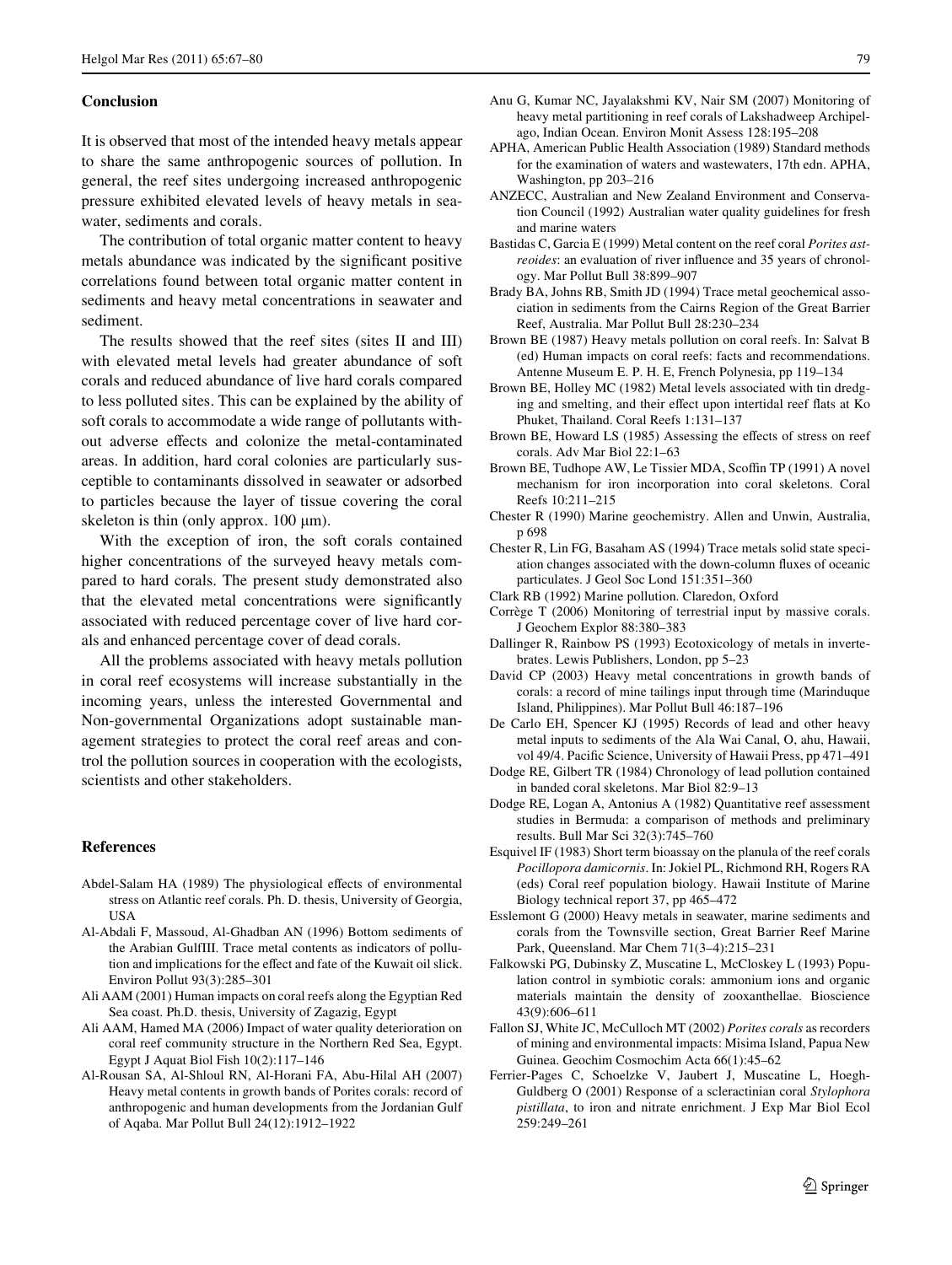## Conclusion

It is observed that most of the intended heavy metals appear to share the same anthropogenic sources of pollution. In general, the reef sites undergoing increased anthropogenic pressure exhibited elevated levels of heavy metals in seawater, sediments and corals.

The contribution of total organic matter content to heavy metals abundance was indicated by the significant positive correlations found between total organic matter content in sediments and heavy metal concentrations in seawater and sediment.

The results showed that the reef sites (sites II and III) with elevated metal levels had greater abundance of soft corals and reduced abundance of live hard corals compared to less polluted sites. This can be explained by the ability of soft corals to accommodate a wide range of pollutants without adverse effects and colonize the metal-contaminated areas. In addition, hard coral colonies are particularly susceptible to contaminants dissolved in seawater or adsorbed to particles because the layer of tissue covering the coral skeleton is thin (only approx. 100 μm).

With the exception of iron, the soft corals contained higher concentrations of the surveyed heavy metals compared to hard corals. The present study demonstrated also that the elevated metal concentrations were significantly associated with reduced percentage cover of live hard corals and enhanced percentage cover of dead corals.

All the problems associated with heavy metals pollution in coral reef ecosystems will increase substantially in the incoming years, unless the interested Governmental and Non-governmental Organizations adopt sustainable management strategies to protect the coral reef areas and control the pollution sources in cooperation with the ecologists, scientists and other stakeholders.

## References

Abdel-Salam HA (1989) The physiological effects of environmental stress on Atlantic reef corals. Ph. D. thesis, University of Georgia, USA

Al-Abdali F, Massoud, Al-Ghadban AN (1996) Bottom sediments of the Arabian GulfIII. Trace metal contents as indicators of pollution and implications for the effect and fate of the Kuwait oil slick. Environ Pollut 93(3):285–301

Ali AAM (2001) Human impacts on coral reefs along the Egyptian Red Sea coast. Ph.D. thesis, University of Zagazig, Egypt

Ali AAM, Hamed MA (2006) Impact of water quality deterioration on coral reef community structure in the Northern Red Sea, Egypt. Egypt J Aquat Biol Fish 10(2):117–146

Al-Rousan SA, Al-Shloul RN, Al-Horani FA, Abu-Hilal AH (2007) Heavy metal contents in growth bands of Porites corals: record of anthropogenic and human developments from the Jordanian Gulf of Aqaba. Mar Pollut Bull 24(12):1912–1922

Anu G, Kumar NC, Jayalakshmi KV, Nair SM (2007) Monitoring of heavy metal partitioning in reef corals of Lakshadweep Archipelago, Indian Ocean. Environ Monit Assess 128:195–208

APHA, American Public Health Association (1989) Standard methods for the examination of waters and wastewaters, 17th edn. APHA, Washington, pp 203–216

ANZECC, Australian and New Zealand Environment and Conservation Council (1992) Australian water quality guidelines for fresh and marine waters

Bastidas C, Garcia E (1999) Metal content on the reef coral *Porites astreoides*: an evaluation of river influence and 35 years of chronology. Mar Pollut Bull 38:899–907

Brady BA, Johns RB, Smith JD (1994) Trace metal geochemical association in sediments from the Cairns Region of the Great Barrier Reef, Australia. Mar Pollut Bull 28:230–234

Brown BE (1987) Heavy metals pollution on coral reefs. In: Salvat B (ed) Human impacts on coral reefs: facts and recommendations. Antenne Museum E. P. H. E, French Polynesia, pp 119–134

Brown BE, Holley MC (1982) Metal levels associated with tin dredging and smelting, and their effect upon intertidal reef flats at Ko Phuket, Thailand. Coral Reefs 1:131–137

Brown BE, Howard LS (1985) Assessing the effects of stress on reef corals. Adv Mar Biol 22:1–63

Brown BE, Tudhope AW, Le Tissier MDA, Scoffin TP (1991) A novel mechanism for iron incorporation into coral skeletons. Coral Reefs 10:211–215

Chester R (1990) Marine geochemistry. Allen and Unwin, Australia, p 698

Chester R, Lin FG, Basaham AS (1994) Trace metals solid state speciation changes associated with the down-column fluxes of oceanic particulates. J Geol Soc Lond 151:351–360

Clark RB (1992) Marine pollution. Claredon, Oxford

Corrège T (2006) Monitoring of terrestrial input by massive corals. J Geochem Explor 88:380–383

Dallinger R, Rainbow PS (1993) Ecotoxicology of metals in invertebrates. Lewis Publishers, London, pp 5–23

David CP (2003) Heavy metal concentrations in growth bands of corals: a record of mine tailings input through time (Marinduque Island, Philippines). Mar Pollut Bull 46:187–196

De Carlo EH, Spencer KJ (1995) Records of lead and other heavy metal inputs to sediments of the Ala Wai Canal, O, ahu, Hawaii, vol 49/4. Pacific Science, University of Hawaii Press, pp 471–491

Dodge RE, Gilbert TR (1984) Chronology of lead pollution contained in banded coral skeletons. Mar Biol 82:9–13

Dodge RE, Logan A, Antonius A (1982) Quantitative reef assessment studies in Bermuda: a comparison of methods and preliminary results. Bull Mar Sci 32(3):745–760

Esquivel IF (1983) Short term bioassay on the planula of the reef corals *Pocillopora damicornis*. In: Jokiel PL, Richmond RH, Rogers RA (eds) Coral reef population biology. Hawaii Institute of Marine Biology technical report 37, pp 465–472

Esslemont G (2000) Heavy metals in seawater, marine sediments and corals from the Townsville section, Great Barrier Reef Marine Park, Queensland. Mar Chem 71(3–4):215–231

Falkowski PG, Dubinsky Z, Muscatine L, McCloskey L (1993) Population control in symbiotic corals: ammonium ions and organic materials maintain the density of zooxanthellae. Bioscience 43(9):606–611

Fallon SJ, White JC, McCulloch MT (2002) *Porites corals* as recorders of mining and environmental impacts: Misima Island, Papua New Guinea. Geochim Cosmochim Acta 66(1):45–62

Ferrier-Pages C, Schoelzke V, Jaubert J, Muscatine L, Hoegh-Guldberg O (2001) Response of a scleractinian coral *Stylophora pistillata*, to iron and nitrate enrichment. J Exp Mar Biol Ecol 259:249–261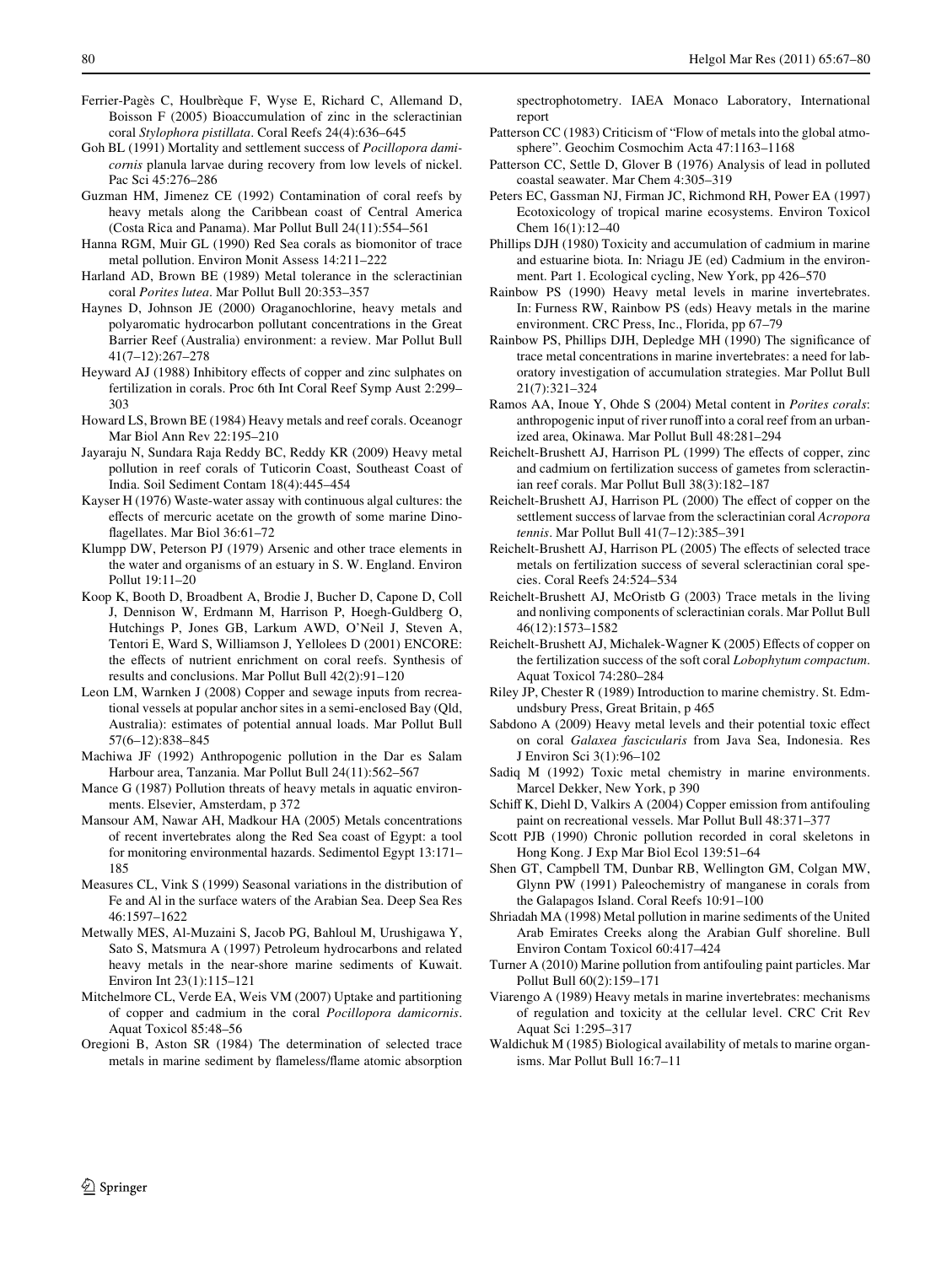Ferrier-Pagès C, Houlbrèque F, Wyse E, Richard C, Allemand D, Boisson F (2005) Bioaccumulation of zinc in the scleractinian coral *Stylophora pistillata*. Coral Reefs 24(4):636–645

Goh BL (1991) Mortality and settlement success of *Pocillopora damicornis* planula larvae during recovery from low levels of nickel. Pac Sci 45:276–286

Guzman HM, Jimenez CE (1992) Contamination of coral reefs by heavy metals along the Caribbean coast of Central America (Costa Rica and Panama). Mar Pollut Bull 24(11):554–561

Hanna RGM, Muir GL (1990) Red Sea corals as biomonitor of trace metal pollution. Environ Monit Assess 14:211–222

Harland AD, Brown BE (1989) Metal tolerance in the scleractinian coral *Porites lutea*. Mar Pollut Bull 20:353–357

Haynes D, Johnson JE (2000) Oraganochlorine, heavy metals and polyaromatic hydrocarbon pollutant concentrations in the Great Barrier Reef (Australia) environment: a review. Mar Pollut Bull 41(7–12):267–278

Heyward AJ (1988) Inhibitory effects of copper and zinc sulphates on fertilization in corals. Proc 6th Int Coral Reef Symp Aust 2:299–303

Howard LS, Brown BE (1984) Heavy metals and reef corals. Oceanogr Mar Biol Ann Rev 22:195–210

Jayaraju N, Sundara Raja Reddy BC, Reddy KR (2009) Heavy metal pollution in reef corals of Tuticorin Coast, Southeast Coast of India. Soil Sediment Contam 18(4):445–454

Kayser H (1976) Waste-water assay with continuous algal cultures: the effects of mercuric acetate on the growth of some marine Dinoflagellates. Mar Biol 36:61–72

Klumpp DW, Peterson PJ (1979) Arsenic and other trace elements in the water and organisms of an estuary in S. W. England. Environ Pollut 19:11–20

Koop K, Booth D, Broadbent A, Brodie J, Bucher D, Capone D, Coll J, Dennison W, Erdmann M, Harrison P, Hoegh-Guldberg O, Hutchings P, Jones GB, Larkum AWD, O'Neil J, Steven A, Tentori E, Ward S, Williamson J, Yellolees D (2001) ENCORE: the effects of nutrient enrichment on coral reefs. Synthesis of results and conclusions. Mar Pollut Bull 42(2):91–120

Leon LM, Warnken J (2008) Copper and sewage inputs from recreational vessels at popular anchor sites in a semi-enclosed Bay (Qld, Australia): estimates of potential annual loads. Mar Pollut Bull 57(6–12):838–845

Machiwa JF (1992) Anthropogenic pollution in the Dar es Salam Harbour area, Tanzania. Mar Pollut Bull 24(11):562–567

Mance G (1987) Pollution threats of heavy metals in aquatic environments. Elsevier, Amsterdam, p 372

Mansour AM, Nawar AH, Madkour HA (2005) Metals concentrations of recent invertebrates along the Red Sea coast of Egypt: a tool for monitoring environmental hazards. Sedimentol Egypt 13:171–185

Measures CL, Vink S (1999) Seasonal variations in the distribution of Fe and Al in the surface waters of the Arabian Sea. Deep Sea Res 46:1597–1622

Metwally MES, Al-Muzaini S, Jacob PG, Bahloul M, Urushigawa Y, Sato S, Matsmura A (1997) Petroleum hydrocarbons and related heavy metals in the near-shore marine sediments of Kuwait. Environ Int 23(1):115–121

Mitchelmore CL, Verde EA, Weis VM (2007) Uptake and partitioning of copper and cadmium in the coral *Pocillopora damicornis*. Aquat Toxicol 85:48–56

Oregioni B, Aston SR (1984) The determination of selected trace metals in marine sediment by flameless/flame atomic absorption spectrophotometry. IAEA Monaco Laboratory, International report

Patterson CC (1983) Criticism of "Flow of metals into the global atmosphere". Geochim Cosmochim Acta 47:1163–1168

Patterson CC, Settle D, Glover B (1976) Analysis of lead in polluted coastal seawater. Mar Chem 4:305–319

Peters EC, Gassman NJ, Firman JC, Richmond RH, Power EA (1997) Ecotoxicology of tropical marine ecosystems. Environ Toxicol Chem 16(1):12–40

Phillips DJH (1980) Toxicity and accumulation of cadmium in marine and estuarine biota. In: Nriagu JE (ed) Cadmium in the environment. Part 1. Ecological cycling, New York, pp 426–570

Rainbow PS (1990) Heavy metal levels in marine invertebrates. In: Furness RW, Rainbow PS (eds) Heavy metals in the marine environment. CRC Press, Inc., Florida, pp 67–79

Rainbow PS, Phillips DJH, Depledge MH (1990) The significance of trace metal concentrations in marine invertebrates: a need for laboratory investigation of accumulation strategies. Mar Pollut Bull 21(7):321–324

Ramos AA, Inoue Y, Ohde S (2004) Metal content in *Porites corals*: anthropogenic input of river runoff into a coral reef from an urbanized area, Okinawa. Mar Pollut Bull 48:281–294

Reichelt-Brushett AJ, Harrison PL (1999) The effects of copper, zinc and cadmium on fertilization success of gametes from scleractinian reef corals. Mar Pollut Bull 38(3):182–187

Reichelt-Brushett AJ, Harrison PL (2000) The effect of copper on the settlement success of larvae from the scleractinian coral *Acropora tennis*. Mar Pollut Bull 41(7–12):385–391

Reichelt-Brushett AJ, Harrison PL (2005) The effects of selected trace metals on fertilization success of several scleractinian coral species. Coral Reefs 24:524–534

Reichelt-Brushett AJ, McOristb G (2003) Trace metals in the living and nonliving components of scleractinian corals. Mar Pollut Bull 46(12):1573–1582

Reichelt-Brushett AJ, Michalek-Wagner K (2005) Effects of copper on the fertilization success of the soft coral *Lobophytum compactum*. Aquat Toxicol 74:280–284

Riley JP, Chester R (1989) Introduction to marine chemistry. St. Edmundsbury Press, Great Britain, p 465

Sabdono A (2009) Heavy metal levels and their potential toxic effect on coral *Galaxea fascicularis* from Java Sea, Indonesia. Res J Environ Sci 3(1):96–102

Sadiq M (1992) Toxic metal chemistry in marine environments. Marcel Dekker, New York, p 390

Schiff K, Diehl D, Valkirs A (2004) Copper emission from antifouling paint on recreational vessels. Mar Pollut Bull 48:371–377

Scott PJB (1990) Chronic pollution recorded in coral skeletons in Hong Kong. J Exp Mar Biol Ecol 139:51–64

Shen GT, Campbell TM, Dunbar RB, Wellington GM, Colgan MW, Glynn PW (1991) Paleochemistry of manganese in corals from the Galapagos Island. Coral Reefs 10:91–100

Shriadah MA (1998) Metal pollution in marine sediments of the United Arab Emirates Creeks along the Arabian Gulf shoreline. Bull Environ Contam Toxicol 60:417–424

Turner A (2010) Marine pollution from antifouling paint particles. Mar Pollut Bull 60(2):159–171

Viarengo A (1989) Heavy metals in marine invertebrates: mechanisms of regulation and toxicity at the cellular level. CRC Crit Rev Aquat Sci 1:295–317

Waldichuk M (1985) Biological availability of metals to marine organisms. Mar Pollut Bull 16:7–11